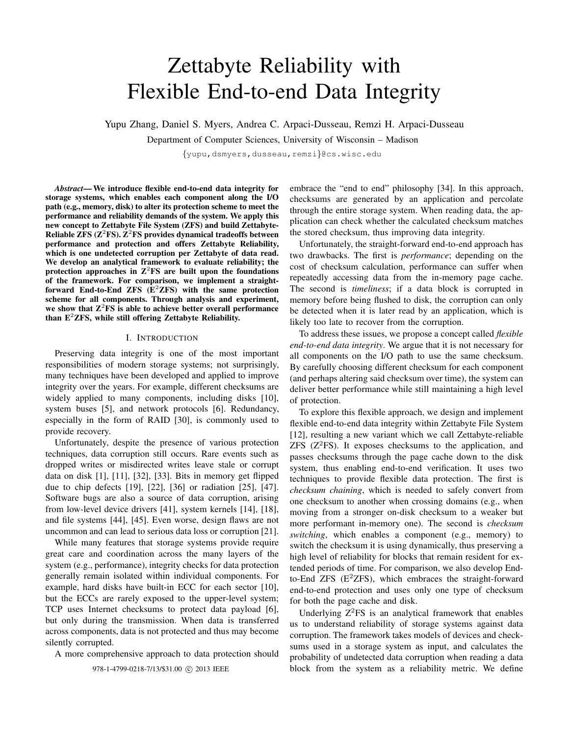# Zettabyte Reliability with Flexible End-to-end Data Integrity

Yupu Zhang, Daniel S. Myers, Andrea C. Arpaci-Dusseau, Remzi H. Arpaci-Dusseau

Department of Computer Sciences, University of Wisconsin – Madison

{yupu,dsmyers,dusseau,remzi}@cs.wisc.edu

***Abstract*— We introduce flexible end-to-end data integrity for storage systems, which enables each component along the I/O path (e.g., memory, disk) to alter its protection scheme to meet the performance and reliability demands of the system. We apply this new concept to Zettabyte File System (ZFS) and build Zettabyte-Reliable ZFS ($Z^2$FS). $Z^2$FS provides dynamical tradeoffs between performance and protection and offers Zettabyte Reliability, which is one undetected corruption per Zettabyte of data read. We develop an analytical framework to evaluate reliability; the protection approaches in $Z^2$FS are built upon the foundations of the framework. For comparison, we implement a straight-forward End-to-End ZFS ($E^2$ZFS) with the same protection scheme for all components. Through analysis and experiment, we show that $Z^2$FS is able to achieve better overall performance than $E^2$ZFS, while still offering Zettabyte Reliability.**

## I. Introduction

Preserving data integrity is one of the most important responsibilities of modern storage systems; not surprisingly, many techniques have been developed and applied to improve integrity over the years. For example, different checksums are widely applied to many components, including disks [10], system buses [5], and network protocols [6]. Redundancy, especially in the form of RAID [30], is commonly used to provide recovery.

Unfortunately, despite the presence of various protection techniques, data corruption still occurs. Rare events such as dropped writes or misdirected writes leave stale or corrupt data on disk [1], [11], [32], [33]. Bits in memory get flipped due to chip defects [19], [22], [36] or radiation [25], [47]. Software bugs are also a source of data corruption, arising from low-level device drivers [41], system kernels [14], [18], and file systems [44], [45]. Even worse, design flaws are not uncommon and can lead to serious data loss or corruption [21].

While many features that storage systems provide require great care and coordination across the many layers of the system (e.g., performance), integrity checks for data protection generally remain isolated within individual components. For example, hard disks have built-in ECC for each sector [10], but the ECCs are rarely exposed to the upper-level system; TCP uses Internet checksums to protect data payload [6], but only during the transmission. When data is transferred across components, data is not protected and thus may become silently corrupted.

A more comprehensive approach to data protection should embrace the "end to end" philosophy [34]. In this approach, checksums are generated by an application and percolate through the entire storage system. When reading data, the application can check whether the calculated checksum matches the stored checksum, thus improving data integrity.

Unfortunately, the straight-forward end-to-end approach has two drawbacks. The first is *performance*; depending on the cost of checksum calculation, performance can suffer when repeatedly accessing data from the in-memory page cache. The second is *timeliness*; if a data block is corrupted in memory before being flushed to disk, the corruption can only be detected when it is later read by an application, which is likely too late to recover from the corruption.

To address these issues, we propose a concept called *flexible end-to-end data integrity*. We argue that it is not necessary for all components on the I/O path to use the same checksum. By carefully choosing different checksum for each component (and perhaps altering said checksum over time), the system can deliver better performance while still maintaining a high level of protection.

To explore this flexible approach, we design and implement flexible end-to-end data integrity within Zettabyte File System [12], resulting a new variant which we call Zettabyte-reliable ZFS ($Z^2$FS). It exposes checksums to the application, and passes checksums through the page cache down to the disk system, thus enabling end-to-end verification. It uses two techniques to provide flexible data protection. The first is *checksum chaining*, which is needed to safely convert from one checksum to another when crossing domains (e.g., when moving from a stronger on-disk checksum to a weaker but more performant in-memory one). The second is *checksum switching*, which enables a component (e.g., memory) to switch the checksum it is using dynamically, thus preserving a high level of reliability for blocks that remain resident for extended periods of time. For comparison, we also develop End-to-End ZFS ($E^2$ZFS), which embraces the straight-forward end-to-end protection and uses only one type of checksum for both the page cache and disk.

Underlying $Z^2$FS is an analytical framework that enables us to understand reliability of storage systems against data corruption. The framework takes models of devices and checksums used in a storage system as input, and calculates the probability of undetected data corruption when reading a data block from the system as a reliability metric. We define

978-1-4799-0218-7/13/$31.00 © 2013 IEEE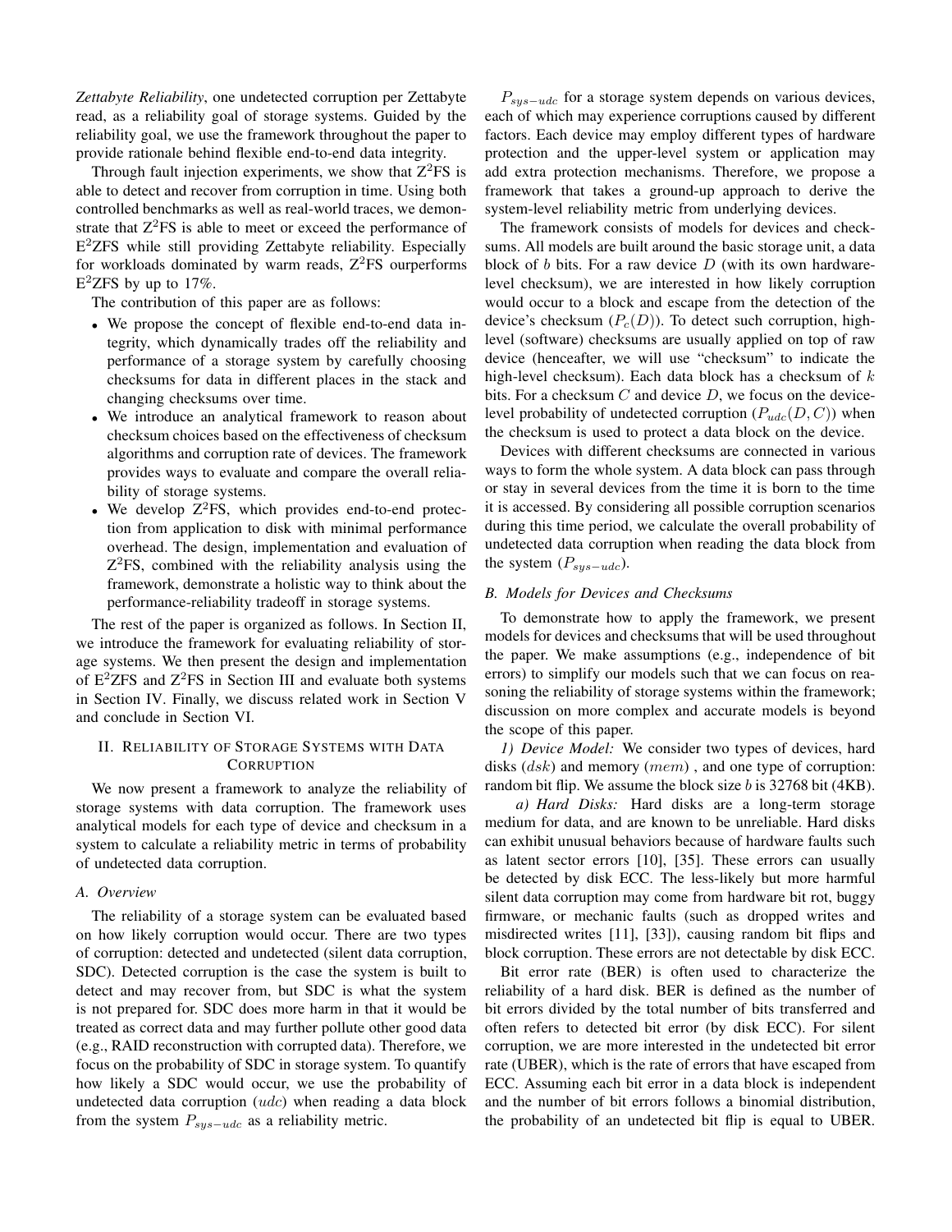*Zettabyte Reliability*, one undetected corruption per Zettabyte read, as a reliability goal of storage systems. Guided by the reliability goal, we use the framework throughout the paper to provide rationale behind flexible end-to-end data integrity.

Through fault injection experiments, we show that Z$^2$FS is able to detect and recover from corruption in time. Using both controlled benchmarks as well as real-world traces, we demonstrate that Z$^2$FS is able to meet or exceed the performance of E$^2$ZFS while still providing Zettabyte reliability. Especially for workloads dominated by warm reads, Z$^2$FS ourperforms E$^2$ZFS by up to 17%.

The contribution of this paper are as follows:

- We propose the concept of flexible end-to-end data integrity, which dynamically trades off the reliability and performance of a storage system by carefully choosing checksums for data in different places in the stack and changing checksums over time.
- We introduce an analytical framework to reason about checksum choices based on the effectiveness of checksum algorithms and corruption rate of devices. The framework provides ways to evaluate and compare the overall reliability of storage systems.
- We develop Z$^2$FS, which provides end-to-end protection from application to disk with minimal performance overhead. The design, implementation and evaluation of Z$^2$FS, combined with the reliability analysis using the framework, demonstrate a holistic way to think about the performance-reliability tradeoff in storage systems.

The rest of the paper is organized as follows. In Section II, we introduce the framework for evaluating reliability of storage systems. We then present the design and implementation of E$^2$ZFS and Z$^2$FS in Section III and evaluate both systems in Section IV. Finally, we discuss related work in Section V and conclude in Section VI.

## II. Reliability of Storage Systems with Data Corruption

We now present a framework to analyze the reliability of storage systems with data corruption. The framework uses analytical models for each type of device and checksum in a system to calculate a reliability metric in terms of probability of undetected data corruption.

### A. Overview

The reliability of a storage system can be evaluated based on how likely corruption would occur. There are two types of corruption: detected and undetected (silent data corruption, SDC). Detected corruption is the case the system is built to detect and may recover from, but SDC is what the system is not prepared for. SDC does more harm in that it would be treated as correct data and may further pollute other good data (e.g., RAID reconstruction with corrupted data). Therefore, we focus on the probability of SDC in storage system. To quantify how likely a SDC would occur, we use the probability of undetected data corruption ($udc$) when reading a data block from the system $P_{sys-udc}$ as a reliability metric.

$P_{sys-udc}$ for a storage system depends on various devices, each of which may experience corruptions caused by different factors. Each device may employ different types of hardware protection and the upper-level system or application may add extra protection mechanisms. Therefore, we propose a framework that takes a ground-up approach to derive the system-level reliability metric from underlying devices.

The framework consists of models for devices and checksums. All models are built around the basic storage unit, a data block of $b$ bits. For a raw device $D$ (with its own hardware-level checksum), we are interested in how likely corruption would occur to a block and escape from the detection of the device's checksum ($P_c(D)$). To detect such corruption, high-level (software) checksums are usually applied on top of raw device (henceafter, we will use "checksum" to indicate the high-level checksum). Each data block has a checksum of $k$ bits. For a checksum $C$ and device $D$, we focus on the device-level probability of undetected corruption ($P_{udc}(D, C)$) when the checksum is used to protect a data block on the device.

Devices with different checksums are connected in various ways to form the whole system. A data block can pass through or stay in several devices from the time it is born to the time it is accessed. By considering all possible corruption scenarios during this time period, we calculate the overall probability of undetected data corruption when reading the data block from the system ($P_{sys-udc}$).

### B. Models for Devices and Checksums

To demonstrate how to apply the framework, we present models for devices and checksums that will be used throughout the paper. We make assumptions (e.g., independence of bit errors) to simplify our models such that we can focus on reasoning the reliability of storage systems within the framework; discussion on more complex and accurate models is beyond the scope of this paper.

*1) Device Model:* We consider two types of devices, hard disks ($dsk$) and memory ($mem$) , and one type of corruption: random bit flip. We assume the block size $b$ is 32768 bit (4KB).

*a) Hard Disks:* Hard disks are a long-term storage medium for data, and are known to be unreliable. Hard disks can exhibit unusual behaviors because of hardware faults such as latent sector errors [10], [35]. These errors can usually be detected by disk ECC. The less-likely but more harmful silent data corruption may come from hardware bit rot, buggy firmware, or mechanic faults (such as dropped writes and misdirected writes [11], [33]), causing random bit flips and block corruption. These errors are not detectable by disk ECC.

Bit error rate (BER) is often used to characterize the reliability of a hard disk. BER is defined as the number of bit errors divided by the total number of bits transferred and often refers to detected bit error (by disk ECC). For silent corruption, we are more interested in the undetected bit error rate (UBER), which is the rate of errors that have escaped from ECC. Assuming each bit error in a data block is independent and the number of bit errors follows a binomial distribution, the probability of an undetected bit flip is equal to UBER.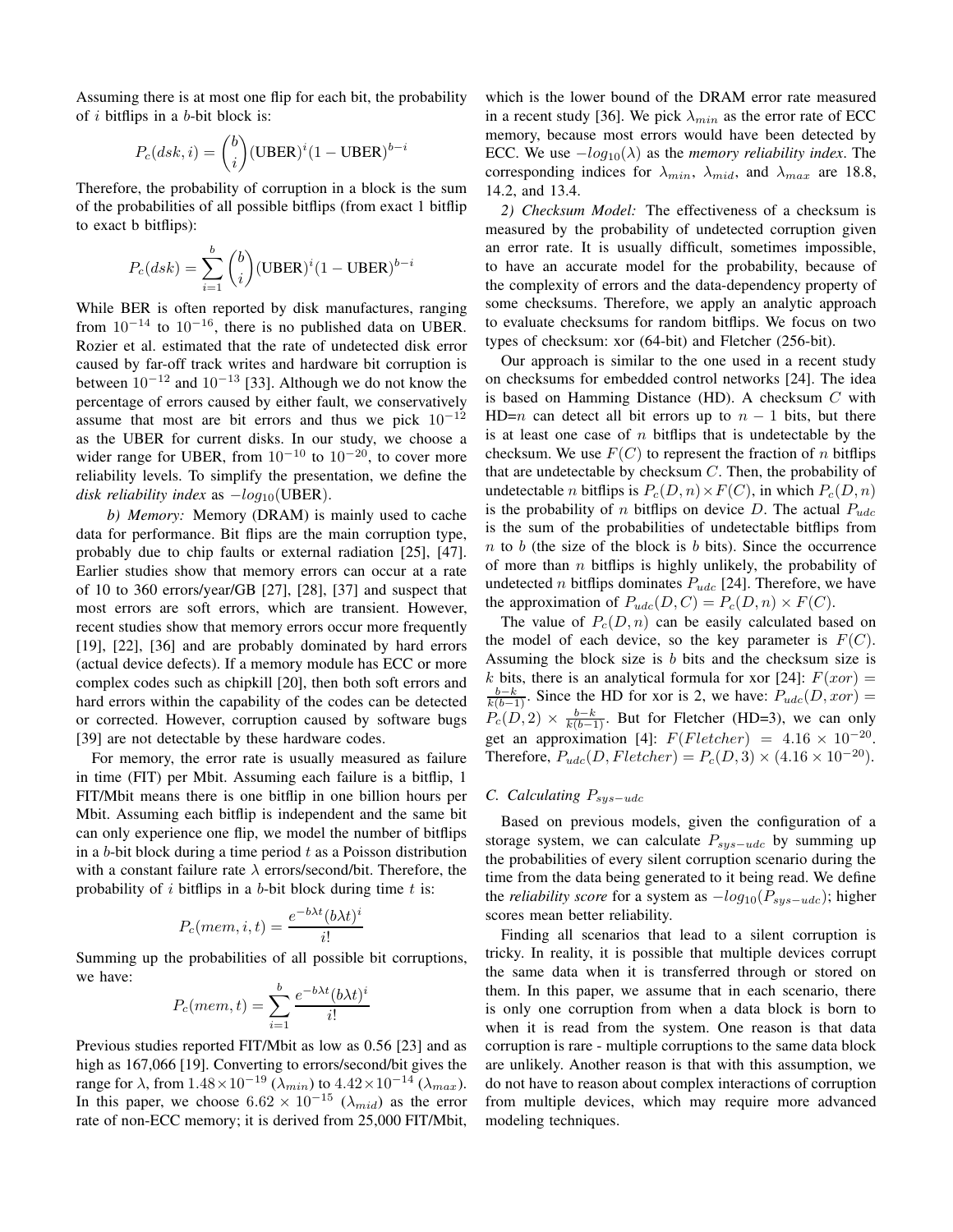Assuming there is at most one flip for each bit, the probability of $i$ bitflips in a $b$-bit block is:

$$P_c(dsk, i) = \binom{b}{i} (\text{UBER})^i (1 - \text{UBER})^{b-i}$$

Therefore, the probability of corruption in a block is the sum of the probabilities of all possible bitflips (from exact 1 bitflip to exact b bitflips):

$$P_c(dsk) = \sum_{i=1}^{b} \binom{b}{i} (\text{UBER})^i (1 - \text{UBER})^{b-i}$$

While BER is often reported by disk manufactures, ranging from $10^{-14}$ to $10^{-16}$, there is no published data on UBER. Rozier et al. estimated that the rate of undetected disk error caused by far-off track writes and hardware bit corruption is between $10^{-12}$ and $10^{-13}$ [33]. Although we do not know the percentage of errors caused by either fault, we conservatively assume that most are bit errors and thus we pick $10^{-12}$ as the UBER for current disks. In our study, we choose a wider range for UBER, from $10^{-10}$ to $10^{-20}$, to cover more reliability levels. To simplify the presentation, we define the *disk reliability index* as $-log_{10}(\text{UBER})$.

*b) Memory:* Memory (DRAM) is mainly used to cache data for performance. Bit flips are the main corruption type, probably due to chip faults or external radiation [25], [47]. Earlier studies show that memory errors can occur at a rate of 10 to 360 errors/year/GB [27], [28], [37] and suspect that most errors are soft errors, which are transient. However, recent studies show that memory errors occur more frequently [19], [22], [36] and are probably dominated by hard errors (actual device defects). If a memory module has ECC or more complex codes such as chipkill [20], then both soft errors and hard errors within the capability of the codes can be detected or corrected. However, corruption caused by software bugs [39] are not detectable by these hardware codes.

For memory, the error rate is usually measured as failure in time (FIT) per Mbit. Assuming each failure is a bitflip, 1 FIT/Mbit means there is one bitflip in one billion hours per Mbit. Assuming each bitflip is independent and the same bit can only experience one flip, we model the number of bitflips in a $b$-bit block during a time period $t$ as a Poisson distribution with a constant failure rate $\lambda$ errors/second/bit. Therefore, the probability of $i$ bitflips in a $b$-bit block during time $t$ is:

$$P_c(mem, i, t) = \frac{e^{-b\lambda t}(b\lambda t)^i}{i!}$$

Summing up the probabilities of all possible bit corruptions, we have:

$$P_c(mem, t) = \sum_{i=1}^{b} \frac{e^{-b\lambda t}(b\lambda t)^i}{i!}$$

Previous studies reported FIT/Mbit as low as 0.56 [23] and as high as 167,066 [19]. Converting to errors/second/bit gives the range for $\lambda$, from $1.48 \times 10^{-19}$ ($\lambda_{min}$) to $4.42 \times 10^{-14}$ ($\lambda_{max}$). In this paper, we choose $6.62 \times 10^{-15}$ ($\lambda_{mid}$) as the error rate of non-ECC memory; it is derived from 25,000 FIT/Mbit, which is the lower bound of the DRAM error rate measured in a recent study [36]. We pick $\lambda_{min}$ as the error rate of ECC memory, because most errors would have been detected by ECC. We use $-log_{10}(\lambda)$ as the *memory reliability index*. The corresponding indices for $\lambda_{min}$, $\lambda_{mid}$, and $\lambda_{max}$ are 18.8, 14.2, and 13.4.

*2) Checksum Model:* The effectiveness of a checksum is measured by the probability of undetected corruption given an error rate. It is usually difficult, sometimes impossible, to have an accurate model for the probability, because of the complexity of errors and the data-dependency property of some checksums. Therefore, we apply an analytic approach to evaluate checksums for random bitflips. We focus on two types of checksum: xor (64-bit) and Fletcher (256-bit).

Our approach is similar to the one used in a recent study on checksums for embedded control networks [24]. The idea is based on Hamming Distance (HD). A checksum $C$ with HD=$n$ can detect all bit errors up to $n-1$ bits, but there is at least one case of $n$ bitflips that is undetectable by the checksum. We use $F(C)$ to represent the fraction of $n$ bitflips that are undetectable by checksum $C$. Then, the probability of undetectable $n$ bitflips is $P_c(D, n) \times F(C)$, in which $P_c(D, n)$ is the probability of $n$ bitflips on device $D$. The actual $P_{udc}$ is the sum of the probabilities of undetectable bitflips from $n$ to $b$ (the size of the block is $b$ bits). Since the occurrence of more than $n$ bitflips is highly unlikely, the probability of undetected $n$ bitflips dominates $P_{udc}$ [24]. Therefore, we have the approximation of $P_{udc}(D, C) = P_c(D, n) \times F(C)$.

The value of $P_c(D, n)$ can be easily calculated based on the model of each device, so the key parameter is $F(C)$. Assuming the block size is $b$ bits and the checksum size is $k$ bits, there is an analytical formula for xor [24]: $F(xor) = \frac{b-k}{k(b-1)}$. Since the HD for xor is 2, we have: $P_{udc}(D, xor) = P_c(D, 2) \times \frac{b-k}{k(b-1)}$. But for Fletcher (HD=3), we can only get an approximation [4]: $F(Fletcher) = 4.16 \times 10^{-20}$. Therefore, $P_{udc}(D, Fletcher) = P_c(D, 3) \times (4.16 \times 10^{-20})$.

### C. Calculating $P_{sys-udc}$

Based on previous models, given the configuration of a storage system, we can calculate $P_{sys-udc}$ by summing up the probabilities of every silent corruption scenario during the time from the data being generated to it being read. We define the *reliability score* for a system as $-log_{10}(P_{sys-udc})$; higher scores mean better reliability.

Finding all scenarios that lead to a silent corruption is tricky. In reality, it is possible that multiple devices corrupt the same data when it is transferred through or stored on them. In this paper, we assume that in each scenario, there is only one corruption from when a data block is born to when it is read from the system. One reason is that data corruption is rare - multiple corruptions to the same data block are unlikely. Another reason is that with this assumption, we do not have to reason about complex interactions of corruption from multiple devices, which may require more advanced modeling techniques.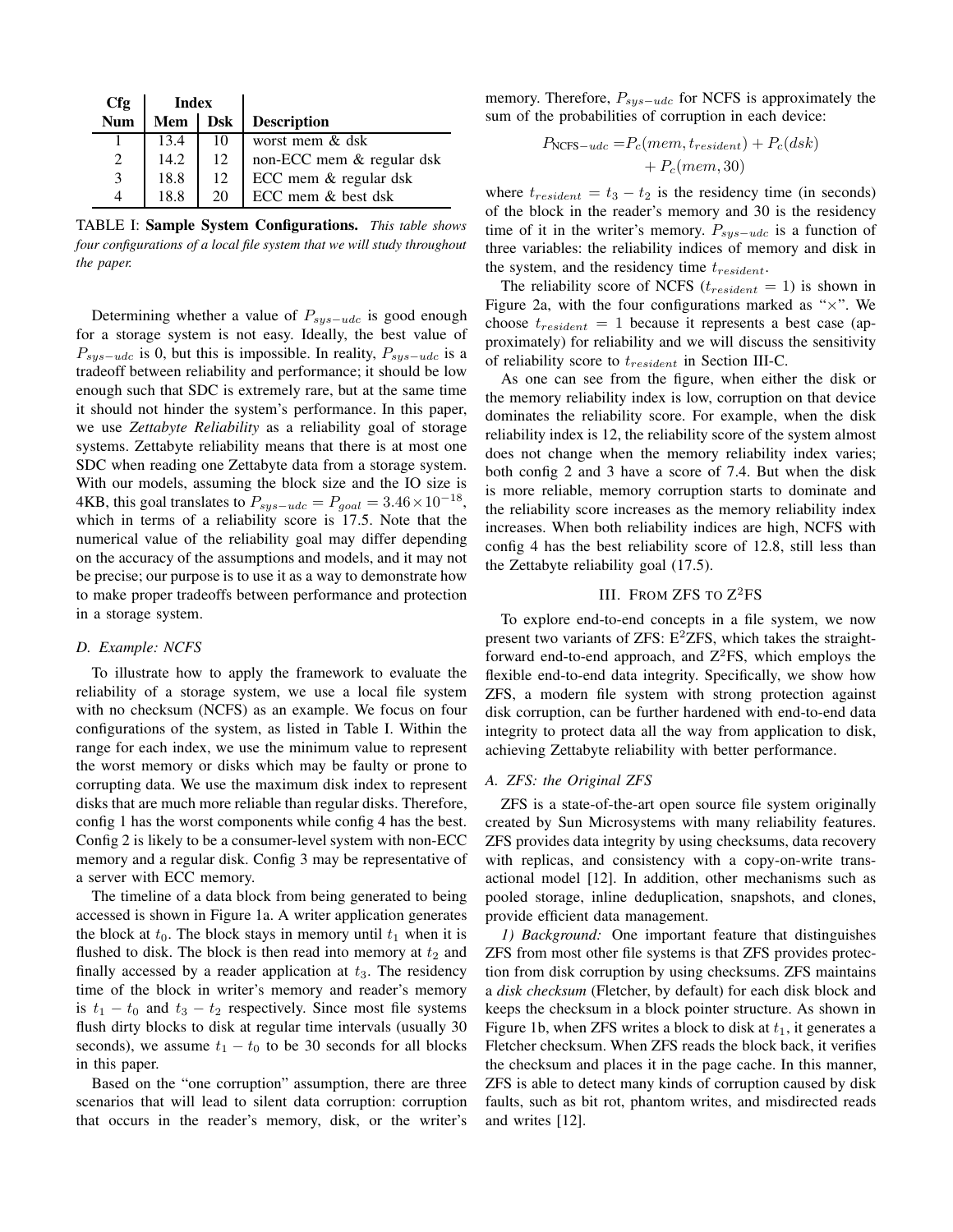| Cfg | Index | | |
|---|---|---|---|
| Num | Mem | Dsk | Description |
| 1 | 13.4 | 10 | worst mem & dsk |
| 2 | 14.2 | 12 | non-ECC mem & regular dsk |
| 3 | 18.8 | 12 | ECC mem & regular dsk |
| 4 | 18.8 | 20 | ECC mem & best dsk |

TABLE I: **Sample System Configurations.** *This table shows four configurations of a local file system that we will study throughout the paper.*

Determining whether a value of $P_{sys-udc}$ is good enough for a storage system is not easy. Ideally, the best value of $P_{sys-udc}$ is 0, but this is impossible. In reality, $P_{sys-udc}$ is a tradeoff between reliability and performance; it should be low enough such that SDC is extremely rare, but at the same time it should not hinder the system's performance. In this paper, we use *Zettabyte Reliability* as a reliability goal of storage systems. Zettabyte reliability means that there is at most one SDC when reading one Zettabyte data from a storage system. With our models, assuming the block size and the IO size is 4KB, this goal translates to $P_{sys-udc} = P_{goal} = 3.46 \times 10^{-18}$, which in terms of a reliability score is 17.5. Note that the numerical value of the reliability goal may differ depending on the accuracy of the assumptions and models, and it may not be precise; our purpose is to use it as a way to demonstrate how to make proper tradeoffs between performance and protection in a storage system.

### *D. Example: NCFS*

To illustrate how to apply the framework to evaluate the reliability of a storage system, we use a local file system with no checksum (NCFS) as an example. We focus on four configurations of the system, as listed in Table I. Within the range for each index, we use the minimum value to represent the worst memory or disks which may be faulty or prone to corrupting data. We use the maximum disk index to represent disks that are much more reliable than regular disks. Therefore, config 1 has the worst components while config 4 has the best. Config 2 is likely to be a consumer-level system with non-ECC memory and a regular disk. Config 3 may be representative of a server with ECC memory.

The timeline of a data block from being generated to being accessed is shown in Figure 1a. A writer application generates the block at $t_0$. The block stays in memory until $t_1$ when it is flushed to disk. The block is then read into memory at $t_2$ and finally accessed by a reader application at $t_3$. The residency time of the block in writer's memory and reader's memory is $t_1 - t_0$ and $t_3 - t_2$ respectively. Since most file systems flush dirty blocks to disk at regular time intervals (usually 30 seconds), we assume $t_1 - t_0$ to be 30 seconds for all blocks in this paper.

Based on the "one corruption" assumption, there are three scenarios that will lead to silent data corruption: corruption that occurs in the reader's memory, disk, or the writer's memory. Therefore, $P_{sys-udc}$ for NCFS is approximately the sum of the probabilities of corruption in each device:

$$P_{\text{NCFS}-udc} = P_c(mem, t_{resident}) + P_c(dsk) + P_c(mem, 30)$$

where $t_{resident} = t_3 - t_2$ is the residency time (in seconds) of the block in the reader's memory and 30 is the residency time of it in the writer's memory. $P_{sys-udc}$ is a function of three variables: the reliability indices of memory and disk in the system, and the residency time $t_{resident}$.

The reliability score of NCFS ($t_{resident} = 1$) is shown in Figure 2a, with the four configurations marked as "×". We choose $t_{resident} = 1$ because it represents a best case (approximately) for reliability and we will discuss the sensitivity of reliability score to $t_{resident}$ in Section III-C.

As one can see from the figure, when either the disk or the memory reliability index is low, corruption on that device dominates the reliability score. For example, when the disk reliability index is 12, the reliability score of the system almost does not change when the memory reliability index varies; both config 2 and 3 have a score of 7.4. But when the disk is more reliable, memory corruption starts to dominate and the reliability score increases as the memory reliability index increases. When both reliability indices are high, NCFS with config 4 has the best reliability score of 12.8, still less than the Zettabyte reliability goal (17.5).

## III. From ZFS to Z$^2$FS

To explore end-to-end concepts in a file system, we now present two variants of ZFS: E$^2$ZFS, which takes the straightforward end-to-end approach, and Z$^2$FS, which employs the flexible end-to-end data integrity. Specifically, we show how ZFS, a modern file system with strong protection against disk corruption, can be further hardened with end-to-end data integrity to protect data all the way from application to disk, achieving Zettabyte reliability with better performance.

### *A. ZFS: the Original ZFS*

ZFS is a state-of-the-art open source file system originally created by Sun Microsystems with many reliability features. ZFS provides data integrity by using checksums, data recovery with replicas, and consistency with a copy-on-write transactional model [12]. In addition, other mechanisms such as pooled storage, inline deduplication, snapshots, and clones, provide efficient data management.

*1) Background:* One important feature that distinguishes ZFS from most other file systems is that ZFS provides protection from disk corruption by using checksums. ZFS maintains a *disk checksum* (Fletcher, by default) for each disk block and keeps the checksum in a block pointer structure. As shown in Figure 1b, when ZFS writes a block to disk at $t_1$, it generates a Fletcher checksum. When ZFS reads the block back, it verifies the checksum and places it in the page cache. In this manner, ZFS is able to detect many kinds of corruption caused by disk faults, such as bit rot, phantom writes, and misdirected reads and writes [12].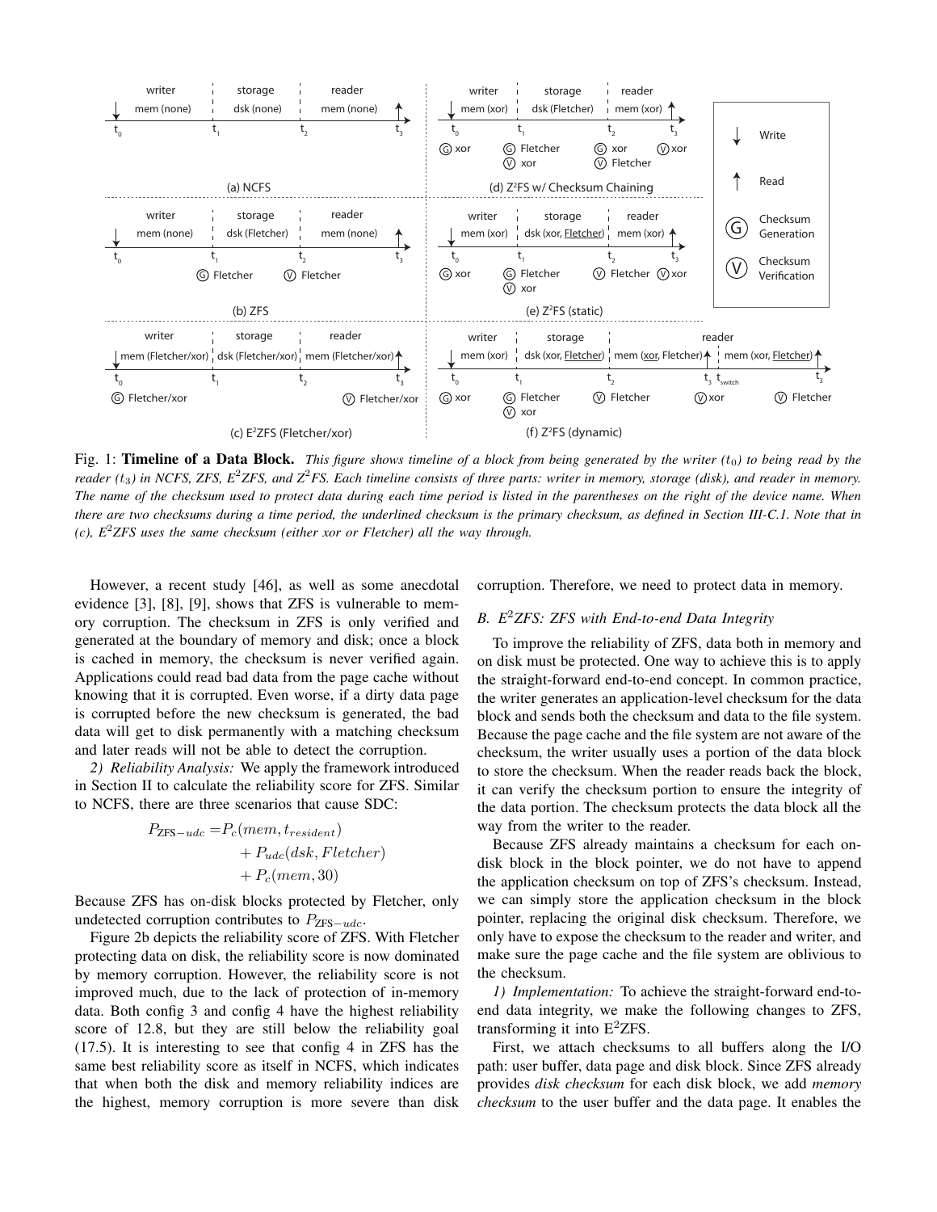Fig. 1: **Timeline of a Data Block.** *This figure shows timeline of a block from being generated by the writer ($t_0$) to being read by the reader ($t_3$) in NCFS, ZFS, E$^2$ZFS, and Z$^2$FS. Each timeline consists of three parts: writer in memory, storage (disk), and reader in memory. The name of the checksum used to protect data during each time period is listed in the parentheses on the right of the device name. When there are two checksums during a time period, the underlined checksum is the primary checksum, as defined in Section III-C.1. Note that in (c), E$^2$ZFS uses the same checksum (either xor or Fletcher) all the way through.*

However, a recent study [46], as well as some anecdotal evidence [3], [8], [9], shows that ZFS is vulnerable to memory corruption. The checksum in ZFS is only verified and generated at the boundary of memory and disk; once a block is cached in memory, the checksum is never verified again. Applications could read bad data from the page cache without knowing that it is corrupted. Even worse, if a dirty data page is corrupted before the new checksum is generated, the bad data will get to disk permanently with a matching checksum and later reads will not be able to detect the corruption.

*2) Reliability Analysis:* We apply the framework introduced in Section II to calculate the reliability score for ZFS. Similar to NCFS, there are three scenarios that cause SDC:

$$
\begin{aligned}
P_{\text{ZFS}-udc} =& P_c(mem, t_{resident}) \\
&+ P_{udc}(dsk, Fletcher) \\
&+ P_c(mem, 30)
\end{aligned}
$$

Because ZFS has on-disk blocks protected by Fletcher, only undetected corruption contributes to $P_{\text{ZFS}-udc}$.

Figure 2b depicts the reliability score of ZFS. With Fletcher protecting data on disk, the reliability score is now dominated by memory corruption. However, the reliability score is not improved much, due to the lack of protection of in-memory data. Both config 3 and config 4 have the highest reliability score of 12.8, but they are still below the reliability goal (17.5). It is interesting to see that config 4 in ZFS has the same best reliability score as itself in NCFS, which indicates that when both the disk and memory reliability indices are the highest, memory corruption is more severe than disk corruption. Therefore, we need to protect data in memory.

### B. E$^2$ZFS: ZFS with End-to-end Data Integrity

To improve the reliability of ZFS, data both in memory and on disk must be protected. One way to achieve this is to apply the straight-forward end-to-end concept. In common practice, the writer generates an application-level checksum for the data block and sends both the checksum and data to the file system. Because the page cache and the file system are not aware of the checksum, the writer usually uses a portion of the data block to store the checksum. When the reader reads back the block, it can verify the checksum portion to ensure the integrity of the data portion. The checksum protects the data block all the way from the writer to the reader.

Because ZFS already maintains a checksum for each on-disk block in the block pointer, we do not have to append the application checksum on top of ZFS's checksum. Instead, we can simply store the application checksum in the block pointer, replacing the original disk checksum. Therefore, we only have to expose the checksum to the reader and writer, and make sure the page cache and the file system are oblivious to the checksum.

*1) Implementation:* To achieve the straight-forward end-to-end data integrity, we make the following changes to ZFS, transforming it into E$^2$ZFS.

First, we attach checksums to all buffers along the I/O path: user buffer, data page and disk block. Since ZFS already provides *disk checksum* for each disk block, we add *memory checksum* to the user buffer and the data page. It enables the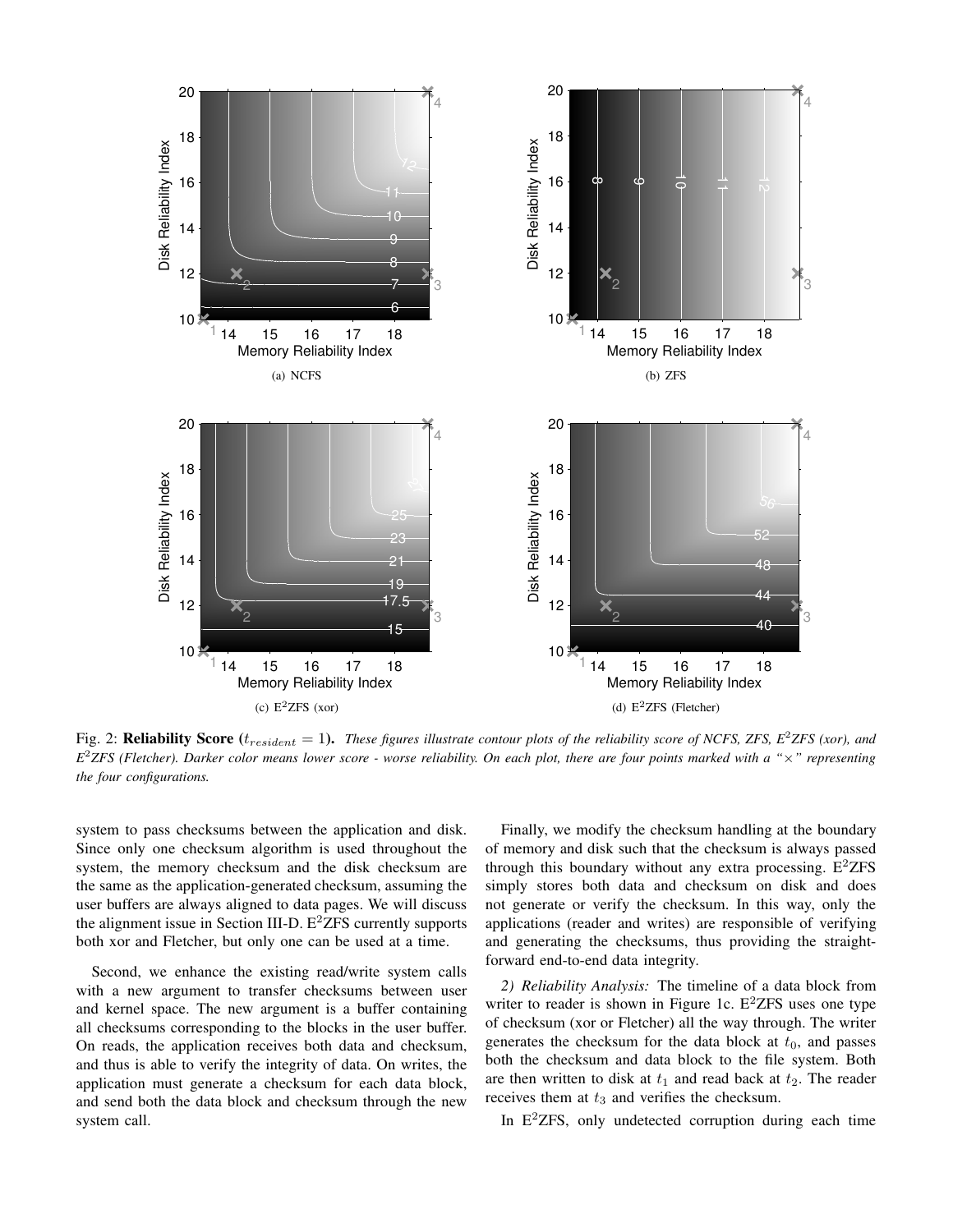Fig. 2: **Reliability Score** ($t_{resident} = 1$). *These figures illustrate contour plots of the reliability score of NCFS, ZFS, E$^2$ZFS (xor), and E$^2$ZFS (Fletcher). Darker color means lower score - worse reliability. On each plot, there are four points marked with a "×" representing the four configurations.*

(a) NCFS

(b) ZFS

(c) E$^2$ZFS (xor)

(d) E$^2$ZFS (Fletcher)

system to pass checksums between the application and disk. Since only one checksum algorithm is used throughout the system, the memory checksum and the disk checksum are the same as the application-generated checksum, assuming the user buffers are always aligned to data pages. We will discuss the alignment issue in Section III-D. E$^2$ZFS currently supports both xor and Fletcher, but only one can be used at a time.

Second, we enhance the existing read/write system calls with a new argument to transfer checksums between user and kernel space. The new argument is a buffer containing all checksums corresponding to the blocks in the user buffer. On reads, the application receives both data and checksum, and thus is able to verify the integrity of data. On writes, the application must generate a checksum for each data block, and send both the data block and checksum through the new system call.

Finally, we modify the checksum handling at the boundary of memory and disk such that the checksum is always passed through this boundary without any extra processing. E$^2$ZFS simply stores both data and checksum on disk and does not generate or verify the checksum. In this way, only the applications (reader and writes) are responsible of verifying and generating the checksums, thus providing the straight-forward end-to-end data integrity.

*2) Reliability Analysis:* The timeline of a data block from writer to reader is shown in Figure 1c. E$^2$ZFS uses one type of checksum (xor or Fletcher) all the way through. The writer generates the checksum for the data block at $t_0$, and passes both the checksum and data block to the file system. Both are then written to disk at $t_1$ and read back at $t_2$. The reader receives them at $t_3$ and verifies the checksum.

In E$^2$ZFS, only undetected corruption during each time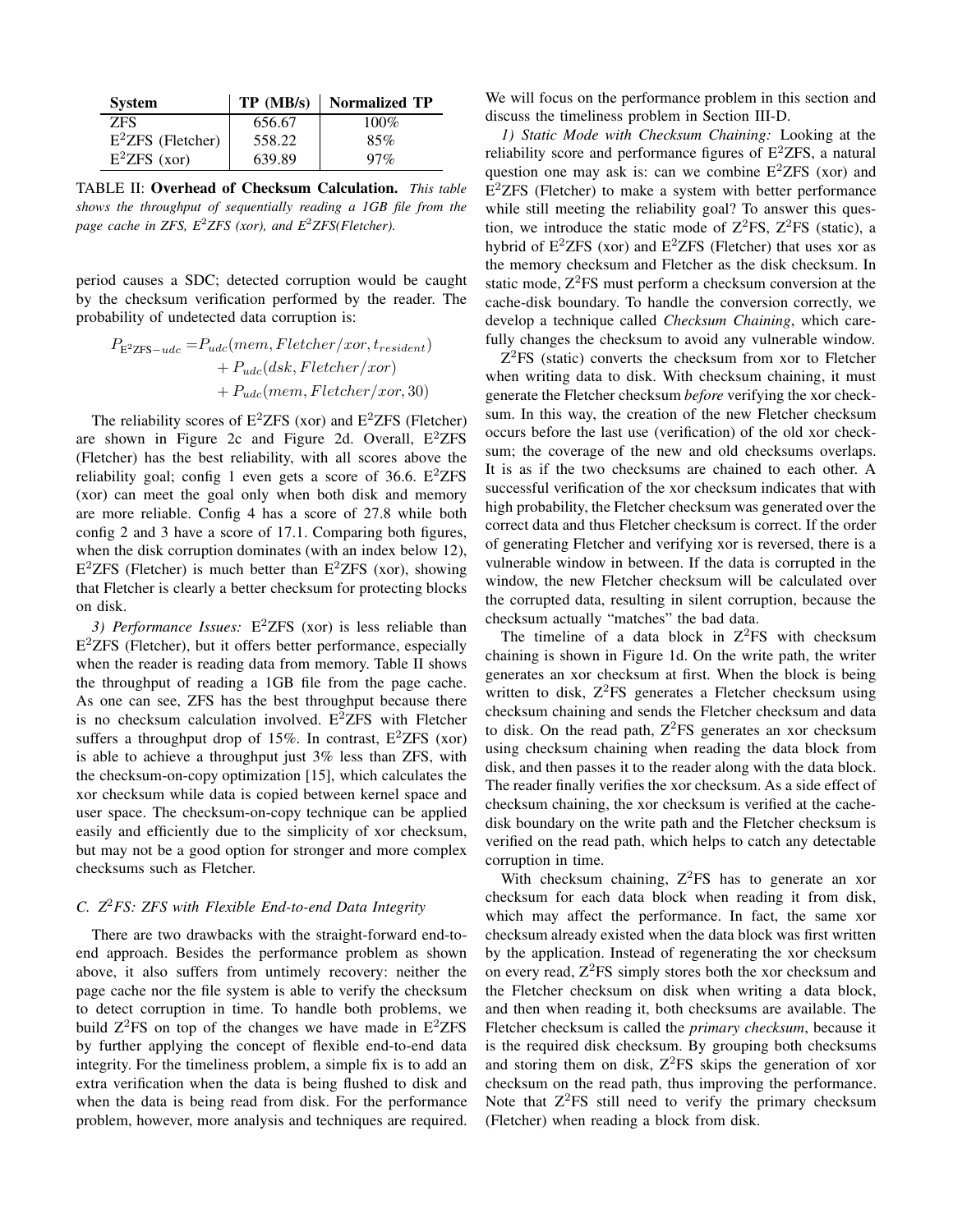| System | TP (MB/s) | Normalized TP |
| --- | --- | --- |
| ZFS | 656.67 | 100% |
| $E^2$ZFS (Fletcher) | 558.22 | 85% |
| $E^2$ZFS (xor) | 639.89 | 97% |

TABLE II: **Overhead of Checksum Calculation.** *This table shows the throughput of sequentially reading a 1GB file from the page cache in ZFS, $E^2$ZFS (xor), and $E^2$ZFS(Fletcher).*

period causes a SDC; detected corruption would be caught by the checksum verification performed by the reader. The probability of undetected data corruption is:

$$\begin{aligned} P_{\text{E}^2\text{ZFS}-udc} = & P_{udc}(mem, Fletcher/xor, t_{resident}) \\ & + P_{udc}(dsk, Fletcher/xor) \\ & + P_{udc}(mem, Fletcher/xor, 30) \end{aligned}$$

The reliability scores of $E^2$ZFS (xor) and $E^2$ZFS (Fletcher) are shown in Figure 2c and Figure 2d. Overall, $E^2$ZFS (Fletcher) has the best reliability, with all scores above the reliability goal; config 1 even gets a score of 36.6. $E^2$ZFS (xor) can meet the goal only when both disk and memory are more reliable. Config 4 has a score of 27.8 while both config 2 and 3 have a score of 17.1. Comparing both figures, when the disk corruption dominates (with an index below 12), $E^2$ZFS (Fletcher) is much better than $E^2$ZFS (xor), showing that Fletcher is clearly a better checksum for protecting blocks on disk.

*3) Performance Issues:* $E^2$ZFS (xor) is less reliable than $E^2$ZFS (Fletcher), but it offers better performance, especially when the reader is reading data from memory. Table II shows the throughput of reading a 1GB file from the page cache. As one can see, ZFS has the best throughput because there is no checksum calculation involved. $E^2$ZFS with Fletcher suffers a throughput drop of 15%. In contrast, $E^2$ZFS (xor) is able to achieve a throughput just 3% less than ZFS, with the checksum-on-copy optimization [15], which calculates the xor checksum while data is copied between kernel space and user space. The checksum-on-copy technique can be applied easily and efficiently due to the simplicity of xor checksum, but may not be a good option for stronger and more complex checksums such as Fletcher.

### C. $Z^2$FS: ZFS with Flexible End-to-end Data Integrity

There are two drawbacks with the straight-forward end-to-end approach. Besides the performance problem as shown above, it also suffers from untimely recovery: neither the page cache nor the file system is able to verify the checksum to detect corruption in time. To handle both problems, we build $Z^2$FS on top of the changes we have made in $E^2$ZFS by further applying the concept of flexible end-to-end data integrity. For the timeliness problem, a simple fix is to add an extra verification when the data is being flushed to disk and when the data is being read from disk. For the performance problem, however, more analysis and techniques are required. We will focus on the performance problem in this section and discuss the timeliness problem in Section III-D.

*1) Static Mode with Checksum Chaining:* Looking at the reliability score and performance figures of $E^2$ZFS, a natural question one may ask is: can we combine $E^2$ZFS (xor) and $E^2$ZFS (Fletcher) to make a system with better performance while still meeting the reliability goal? To answer this question, we introduce the static mode of $Z^2$FS, $Z^2$FS (static), a hybrid of $E^2$ZFS (xor) and $E^2$ZFS (Fletcher) that uses xor as the memory checksum and Fletcher as the disk checksum. In static mode, $Z^2$FS must perform a checksum conversion at the cache-disk boundary. To handle the conversion correctly, we develop a technique called *Checksum Chaining*, which carefully changes the checksum to avoid any vulnerable window.

$Z^2$FS (static) converts the checksum from xor to Fletcher when writing data to disk. With checksum chaining, it must generate the Fletcher checksum *before* verifying the xor checksum. In this way, the creation of the new Fletcher checksum occurs before the last use (verification) of the old xor checksum; the coverage of the new and old checksums overlaps. It is as if the two checksums are chained to each other. A successful verification of the xor checksum indicates that with high probability, the Fletcher checksum was generated over the correct data and thus Fletcher checksum is correct. If the order of generating Fletcher and verifying xor is reversed, there is a vulnerable window in between. If the data is corrupted in the window, the new Fletcher checksum will be calculated over the corrupted data, resulting in silent corruption, because the checksum actually "matches" the bad data.

The timeline of a data block in $Z^2$FS with checksum chaining is shown in Figure 1d. On the write path, the writer generates an xor checksum at first. When the block is being written to disk, $Z^2$FS generates a Fletcher checksum using checksum chaining and sends the Fletcher checksum and data to disk. On the read path, $Z^2$FS generates an xor checksum using checksum chaining when reading the data block from disk, and then passes it to the reader along with the data block. The reader finally verifies the xor checksum. As a side effect of checksum chaining, the xor checksum is verified at the cache-disk boundary on the write path and the Fletcher checksum is verified on the read path, which helps to catch any detectable corruption in time.

With checksum chaining, $Z^2$FS has to generate an xor checksum for each data block when reading it from disk, which may affect the performance. In fact, the same xor checksum already existed when the data block was first written by the application. Instead of regenerating the xor checksum on every read, $Z^2$FS simply stores both the xor checksum and the Fletcher checksum on disk when writing a data block, and then when reading it, both checksums are available. The Fletcher checksum is called the *primary checksum*, because it is the required disk checksum. By grouping both checksums and storing them on disk, $Z^2$FS skips the generation of xor checksum on the read path, thus improving the performance. Note that $Z^2$FS still need to verify the primary checksum (Fletcher) when reading a block from disk.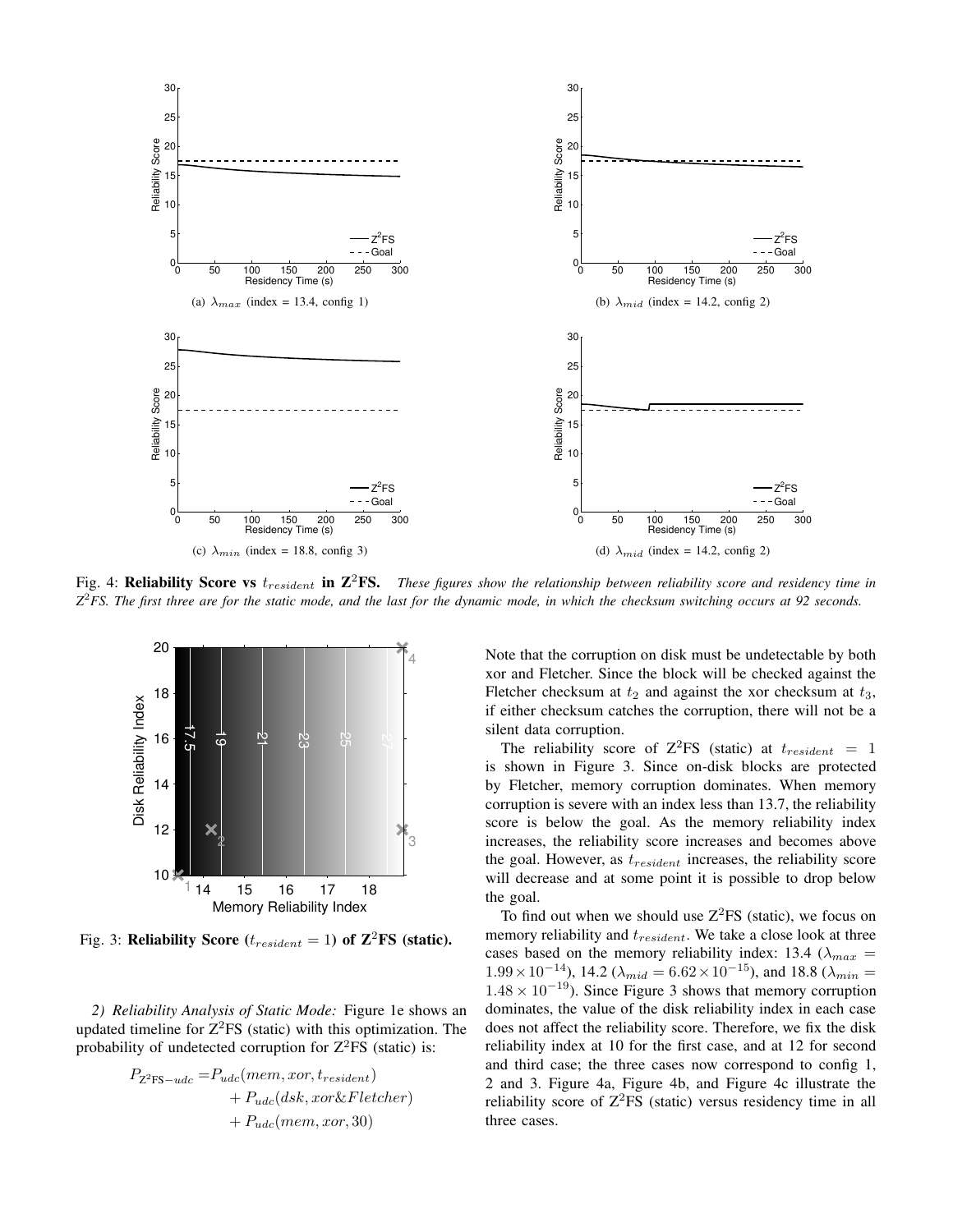(a) $\lambda_{max}$ (index = 13.4, config 1)

(b) $\lambda_{mid}$ (index = 14.2, config 2)

(c) $\lambda_{min}$ (index = 18.8, config 3)

(d) $\lambda_{mid}$ (index = 14.2, config 2)

Fig. 4: **Reliability Score vs $t_{resident}$ in Z$^2$FS.** *These figures show the relationship between reliability score and residency time in Z$^2$FS. The first three are for the static mode, and the last for the dynamic mode, in which the checksum switching occurs at 92 seconds.*

Fig. 3: **Reliability Score ($t_{resident} = 1$) of Z$^2$FS (static).**

*2) Reliability Analysis of Static Mode:* Figure 1e shows an updated timeline for Z$^2$FS (static) with this optimization. The probability of undetected corruption for Z$^2$FS (static) is:

$$
\begin{aligned}
P_{\text{Z}^2\text{FS}-udc} = & P_{udc}(mem, xor, t_{resident}) \\
& + P_{udc}(dsk, xor\&Fletcher) \\
& + P_{udc}(mem, xor, 30)
\end{aligned}
$$

Note that the corruption on disk must be undetectable by both xor and Fletcher. Since the block will be checked against the Fletcher checksum at $t_2$ and against the xor checksum at $t_3$, if either checksum catches the corruption, there will not be a silent data corruption.

The reliability score of Z$^2$FS (static) at $t_{resident} = 1$ is shown in Figure 3. Since on-disk blocks are protected by Fletcher, memory corruption dominates. When memory corruption is severe with an index less than 13.7, the reliability score is below the goal. As the memory reliability index increases, the reliability score increases and becomes above the goal. However, as $t_{resident}$ increases, the reliability score will decrease and at some point it is possible to drop below the goal.

To find out when we should use Z$^2$FS (static), we focus on memory reliability and $t_{resident}$. We take a close look at three cases based on the memory reliability index: 13.4 ($\lambda_{max} = 1.99 \times 10^{-14}$), 14.2 ($\lambda_{mid} = 6.62 \times 10^{-15}$), and 18.8 ($\lambda_{min} = 1.48 \times 10^{-19}$). Since Figure 3 shows that memory corruption dominates, the value of the disk reliability index in each case does not affect the reliability score. Therefore, we fix the disk reliability index at 10 for the first case, and at 12 for second and third case; the three cases now correspond to config 1, 2 and 3. Figure 4a, Figure 4b, and Figure 4c illustrate the reliability score of Z$^2$FS (static) versus residency time in all three cases.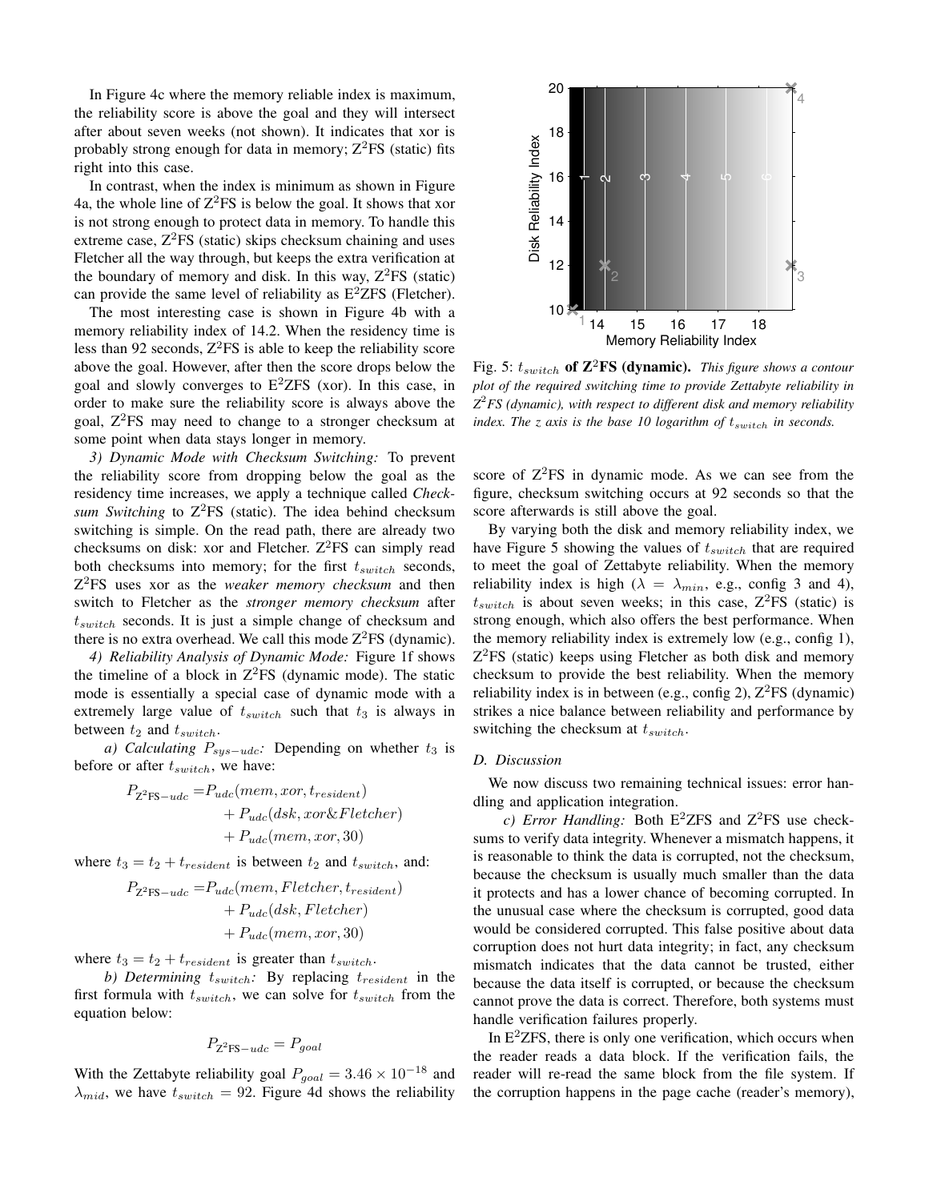In Figure 4c where the memory reliable index is maximum, the reliability score is above the goal and they will intersect after about seven weeks (not shown). It indicates that xor is probably strong enough for data in memory; Z$^2$FS (static) fits right into this case.

In contrast, when the index is minimum as shown in Figure 4a, the whole line of Z$^2$FS is below the goal. It shows that xor is not strong enough to protect data in memory. To handle this extreme case, Z$^2$FS (static) skips checksum chaining and uses Fletcher all the way through, but keeps the extra verification at the boundary of memory and disk. In this way, Z$^2$FS (static) can provide the same level of reliability as E$^2$ZFS (Fletcher).

The most interesting case is shown in Figure 4b with a memory reliability index of 14.2. When the residency time is less than 92 seconds, Z$^2$FS is able to keep the reliability score above the goal. However, after then the score drops below the goal and slowly converges to E$^2$ZFS (xor). In this case, in order to make sure the reliability score is always above the goal, Z$^2$FS may need to change to a stronger checksum at some point when data stays longer in memory.

*3) Dynamic Mode with Checksum Switching:* To prevent the reliability score from dropping below the goal as the residency time increases, we apply a technique called *Checksum Switching* to Z$^2$FS (static). The idea behind checksum switching is simple. On the read path, there are already two checksums on disk: xor and Fletcher. Z$^2$FS can simply read both checksums into memory; for the first $t_{switch}$ seconds, Z$^2$FS uses xor as the *weaker memory checksum* and then switch to Fletcher as the *stronger memory checksum* after $t_{switch}$ seconds. It is just a simple change of checksum and there is no extra overhead. We call this mode Z$^2$FS (dynamic).

*4) Reliability Analysis of Dynamic Mode:* Figure 1f shows the timeline of a block in Z$^2$FS (dynamic mode). The static mode is essentially a special case of dynamic mode with a extremely large value of $t_{switch}$ such that $t_3$ is always in between $t_2$ and $t_{switch}$.

*a) Calculating $P_{sys-udc}$:* Depending on whether $t_3$ is before or after $t_{switch}$, we have:

$$\begin{aligned} P_{\text{Z}^2\text{FS}-udc} =& P_{udc}(mem, xor, t_{resident}) \\ &+ P_{udc}(dsk, xor\&Fletcher) \\ &+ P_{udc}(mem, xor, 30) \end{aligned}$$

where $t_3 = t_2 + t_{resident}$ is between $t_2$ and $t_{switch}$, and:

$$\begin{aligned} P_{\text{Z}^2\text{FS}-udc} =& P_{udc}(mem, Fletcher, t_{resident}) \\ &+ P_{udc}(dsk, Fletcher) \\ &+ P_{udc}(mem, xor, 30) \end{aligned}$$

where $t_3 = t_2 + t_{resident}$ is greater than $t_{switch}$.

*b) Determining $t_{switch}$:* By replacing $t_{resident}$ in the first formula with $t_{switch}$, we can solve for $t_{switch}$ from the equation below:

$$P_{\text{Z}^2\text{FS}-udc} = P_{goal}$$

With the Zettabyte reliability goal $P_{goal} = 3.46 \times 10^{-18}$ and $\lambda_{mid}$, we have $t_{switch} = 92$. Figure 4d shows the reliability score of Z$^2$FS in dynamic mode. As we can see from the figure, checksum switching occurs at 92 seconds so that the score afterwards is still above the goal.

Fig. 5: **$t_{switch}$ of Z$^2$FS (dynamic).** *This figure shows a contour plot of the required switching time to provide Zettabyte reliability in Z$^2$FS (dynamic), with respect to different disk and memory reliability index. The z axis is the base 10 logarithm of $t_{switch}$ in seconds.*

By varying both the disk and memory reliability index, we have Figure 5 showing the values of $t_{switch}$ that are required to meet the goal of Zettabyte reliability. When the memory reliability index is high ($\lambda = \lambda_{min}$, e.g., config 3 and 4), $t_{switch}$ is about seven weeks; in this case, Z$^2$FS (static) is strong enough, which also offers the best performance. When the memory reliability index is extremely low (e.g., config 1), Z$^2$FS (static) keeps using Fletcher as both disk and memory checksum to provide the best reliability. When the memory reliability index is in between (e.g., config 2), Z$^2$FS (dynamic) strikes a nice balance between reliability and performance by switching the checksum at $t_{switch}$.

### D. Discussion

We now discuss two remaining technical issues: error handling and application integration.

*c) Error Handling:* Both E$^2$ZFS and Z$^2$FS use checksums to verify data integrity. Whenever a mismatch happens, it is reasonable to think the data is corrupted, not the checksum, because the checksum is usually much smaller than the data it protects and has a lower chance of becoming corrupted. In the unusual case where the checksum is corrupted, good data would be considered corrupted. This false positive about data corruption does not hurt data integrity; in fact, any checksum mismatch indicates that the data cannot be trusted, either because the data itself is corrupted, or because the checksum cannot prove the data is correct. Therefore, both systems must handle verification failures properly.

In E$^2$ZFS, there is only one verification, which occurs when the reader reads a data block. If the verification fails, the reader will re-read the same block from the file system. If the corruption happens in the page cache (reader's memory),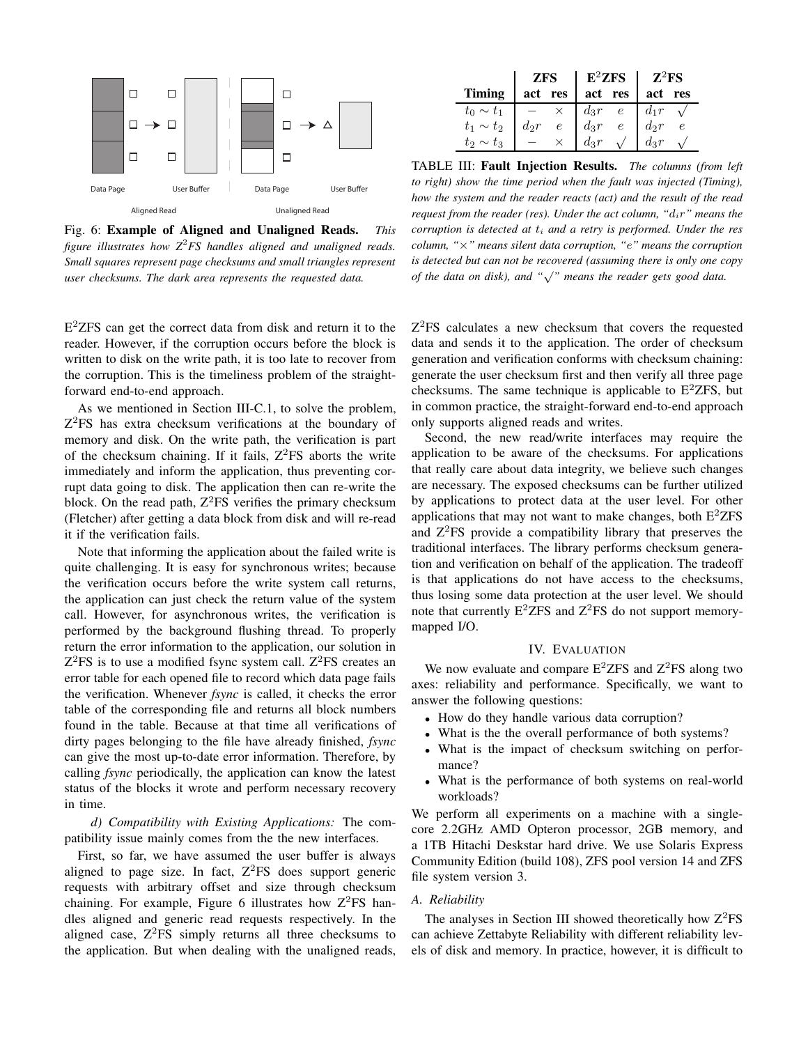Fig. 6: **Example of Aligned and Unaligned Reads.** *This figure illustrates how Z$^2$FS handles aligned and unaligned reads. Small squares represent page checksums and small triangles represent user checksums. The dark area represents the requested data.*

| | **ZFS** | | **E$^2$ZFS** | | **Z$^2$FS** | |
|---|---|---|---|---|---|---|
| **Timing** | **act** | **res** | **act** | **res** | **act** | **res** |
| $t_0 \sim t_1$ | $-$ | $\times$ | $d_3r$ | $e$ | $d_1r$ | $\surd$ |
| $t_1 \sim t_2$ | $d_2r$ | $e$ | $d_3r$ | $e$ | $d_2r$ | $e$ |
| $t_2 \sim t_3$ | $-$ | $\times$ | $d_3r$ | $\surd$ | $d_3r$ | $\surd$ |

TABLE III: **Fault Injection Results.** *The columns (from left to right) show the time period when the fault was injected (Timing), how the system and the reader reacts (act) and the result of the read request from the reader (res). Under the act column, "$d_ir$" means the corruption is detected at $t_i$ and a retry is performed. Under the res column, "$\times$" means silent data corruption, "$e$" means the corruption is detected but can not be recovered (assuming there is only one copy of the data on disk), and "$\surd$" means the reader gets good data.*

E$^2$ZFS can get the correct data from disk and return it to the reader. However, if the corruption occurs before the block is written to disk on the write path, it is too late to recover from the corruption. This is the timeliness problem of the straightforward end-to-end approach.

As we mentioned in Section III-C.1, to solve the problem, Z$^2$FS has extra checksum verifications at the boundary of memory and disk. On the write path, the verification is part of the checksum chaining. If it fails, Z$^2$FS aborts the write immediately and inform the application, thus preventing corrupt data going to disk. The application then can re-write the block. On the read path, Z$^2$FS verifies the primary checksum (Fletcher) after getting a data block from disk and will re-read it if the verification fails.

Note that informing the application about the failed write is quite challenging. It is easy for synchronous writes; because the verification occurs before the write system call returns, the application can just check the return value of the system call. However, for asynchronous writes, the verification is performed by the background flushing thread. To properly return the error information to the application, our solution in Z$^2$FS is to use a modified fsync system call. Z$^2$FS creates an error table for each opened file to record which data page fails the verification. Whenever *fsync* is called, it checks the error table of the corresponding file and returns all block numbers found in the table. Because at that time all verifications of dirty pages belonging to the file have already finished, *fsync* can give the most up-to-date error information. Therefore, by calling *fsync* periodically, the application can know the latest status of the blocks it wrote and perform necessary recovery in time.

*d) Compatibility with Existing Applications:* The compatibility issue mainly comes from the the new interfaces.

First, so far, we have assumed the user buffer is always aligned to page size. In fact, Z$^2$FS does support generic requests with arbitrary offset and size through checksum chaining. For example, Figure 6 illustrates how Z$^2$FS handles aligned and generic read requests respectively. In the aligned case, Z$^2$FS simply returns all three checksums to the application. But when dealing with the unaligned reads, Z$^2$FS calculates a new checksum that covers the requested data and sends it to the application. The order of checksum generation and verification conforms with checksum chaining: generate the user checksum first and then verify all three page checksums. The same technique is applicable to E$^2$ZFS, but in common practice, the straight-forward end-to-end approach only supports aligned reads and writes.

Second, the new read/write interfaces may require the application to be aware of the checksums. For applications that really care about data integrity, we believe such changes are necessary. The exposed checksums can be further utilized by applications to protect data at the user level. For other applications that may not want to make changes, both E$^2$ZFS and Z$^2$FS provide a compatibility library that preserves the traditional interfaces. The library performs checksum generation and verification on behalf of the application. The tradeoff is that applications do not have access to the checksums, thus losing some data protection at the user level. We should note that currently E$^2$ZFS and Z$^2$FS do not support memory-mapped I/O.

## IV. Evaluation

We now evaluate and compare E$^2$ZFS and Z$^2$FS along two axes: reliability and performance. Specifically, we want to answer the following questions:

- How do they handle various data corruption?
- What is the the overall performance of both systems?
- What is the impact of checksum switching on performance?
- What is the performance of both systems on real-world workloads?

We perform all experiments on a machine with a single-core 2.2GHz AMD Opteron processor, 2GB memory, and a 1TB Hitachi Deskstar hard drive. We use Solaris Express Community Edition (build 108), ZFS pool version 14 and ZFS file system version 3.

### A. Reliability

The analyses in Section III showed theoretically how Z$^2$FS can achieve Zettabyte Reliability with different reliability levels of disk and memory. In practice, however, it is difficult to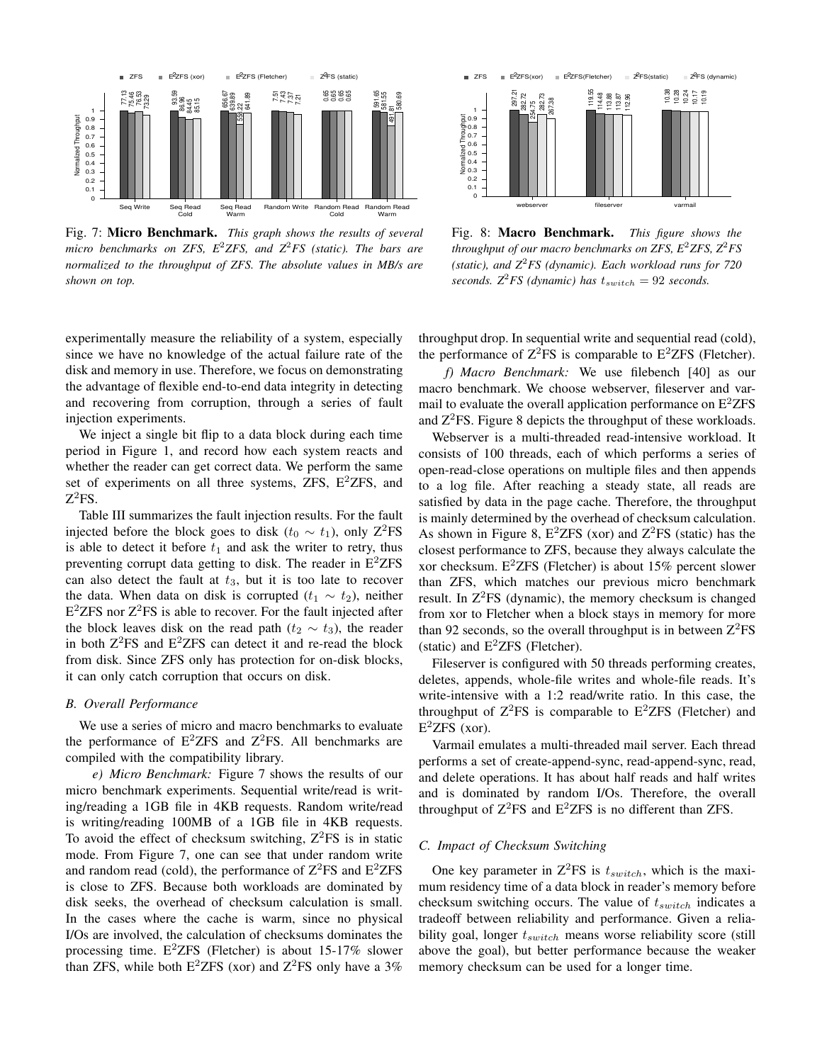Fig. 7: **Micro Benchmark.** *This graph shows the results of several micro benchmarks on ZFS, E$^2$ZFS, and Z$^2$FS (static). The bars are normalized to the throughput of ZFS. The absolute values in MB/s are shown on top.*

Fig. 8: **Macro Benchmark.** *This figure shows the throughput of our macro benchmarks on ZFS, E$^2$ZFS, Z$^2$FS (static), and Z$^2$FS (dynamic). Each workload runs for 720 seconds. Z$^2$FS (dynamic) has $t_{switch} = 92$ seconds.*

experimentally measure the reliability of a system, especially since we have no knowledge of the actual failure rate of the disk and memory in use. Therefore, we focus on demonstrating the advantage of flexible end-to-end data integrity in detecting and recovering from corruption, through a series of fault injection experiments.

We inject a single bit flip to a data block during each time period in Figure 1, and record how each system reacts and whether the reader can get correct data. We perform the same set of experiments on all three systems, ZFS, E$^2$ZFS, and Z$^2$FS.

Table III summarizes the fault injection results. For the fault injected before the block goes to disk ($t_0 \sim t_1$), only Z$^2$FS is able to detect it before $t_1$ and ask the writer to retry, thus preventing corrupt data getting to disk. The reader in E$^2$ZFS can also detect the fault at $t_3$, but it is too late to recover the data. When data on disk is corrupted ($t_1 \sim t_2$), neither E$^2$ZFS nor Z$^2$FS is able to recover. For the fault injected after the block leaves disk on the read path ($t_2 \sim t_3$), the reader in both Z$^2$FS and E$^2$ZFS can detect it and re-read the block from disk. Since ZFS only has protection for on-disk blocks, it can only catch corruption that occurs on disk.

### B. Overall Performance

We use a series of micro and macro benchmarks to evaluate the performance of E$^2$ZFS and Z$^2$FS. All benchmarks are compiled with the compatibility library.

*e) Micro Benchmark:* Figure 7 shows the results of our micro benchmark experiments. Sequential write/read is writing/reading a 1GB file in 4KB requests. Random write/read is writing/reading 100MB of a 1GB file in 4KB requests. To avoid the effect of checksum switching, Z$^2$FS is in static mode. From Figure 7, one can see that under random write and random read (cold), the performance of Z$^2$FS and E$^2$ZFS is close to ZFS. Because both workloads are dominated by disk seeks, the overhead of checksum calculation is small. In the cases where the cache is warm, since no physical I/Os are involved, the calculation of checksums dominates the processing time. E$^2$ZFS (Fletcher) is about 15-17% slower than ZFS, while both E$^2$ZFS (xor) and Z$^2$FS only have a 3% throughput drop. In sequential write and sequential read (cold), the performance of Z$^2$FS is comparable to E$^2$ZFS (Fletcher).

*f) Macro Benchmark:* We use filebench [40] as our macro benchmark. We choose webserver, fileserver and varmail to evaluate the overall application performance on E$^2$ZFS and Z$^2$FS. Figure 8 depicts the throughput of these workloads.

Webserver is a multi-threaded read-intensive workload. It consists of 100 threads, each of which performs a series of open-read-close operations on multiple files and then appends to a log file. After reaching a steady state, all reads are satisfied by data in the page cache. Therefore, the throughput is mainly determined by the overhead of checksum calculation. As shown in Figure 8, E$^2$ZFS (xor) and Z$^2$FS (static) has the closest performance to ZFS, because they always calculate the xor checksum. E$^2$ZFS (Fletcher) is about 15% percent slower than ZFS, which matches our previous micro benchmark result. In Z$^2$FS (dynamic), the memory checksum is changed from xor to Fletcher when a block stays in memory for more than 92 seconds, so the overall throughput is in between Z$^2$FS (static) and E$^2$ZFS (Fletcher).

Fileserver is configured with 50 threads performing creates, deletes, appends, whole-file writes and whole-file reads. It's write-intensive with a 1:2 read/write ratio. In this case, the throughput of Z$^2$FS is comparable to E$^2$ZFS (Fletcher) and E$^2$ZFS (xor).

Varmail emulates a multi-threaded mail server. Each thread performs a set of create-append-sync, read-append-sync, read, and delete operations. It has about half reads and half writes and is dominated by random I/Os. Therefore, the overall throughput of Z$^2$FS and E$^2$ZFS is no different than ZFS.

### C. Impact of Checksum Switching

One key parameter in Z$^2$FS is $t_{switch}$, which is the maximum residency time of a data block in reader's memory before checksum switching occurs. The value of $t_{switch}$ indicates a tradeoff between reliability and performance. Given a reliability goal, longer $t_{switch}$ means worse reliability score (still above the goal), but better performance because the weaker memory checksum can be used for a longer time.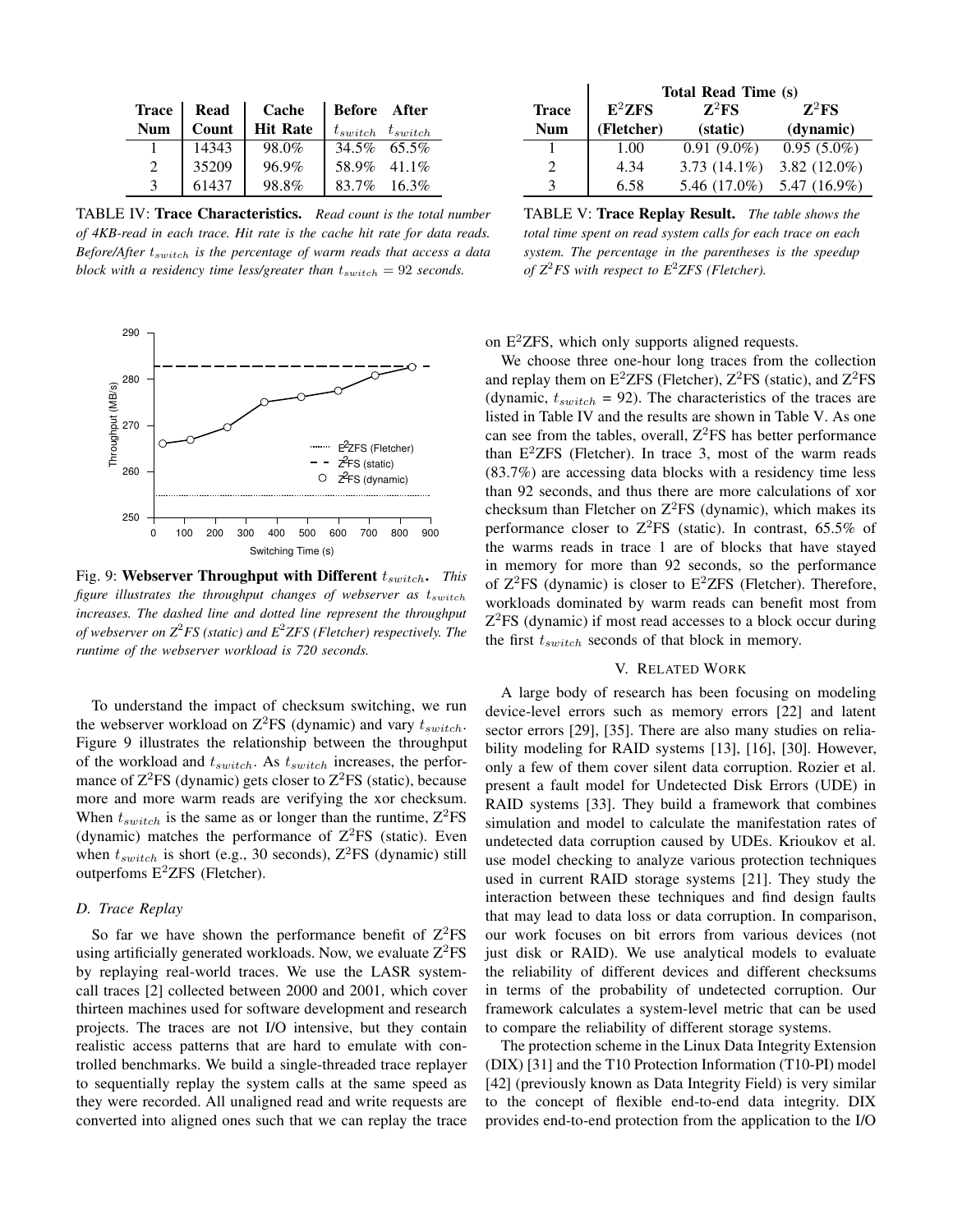| Trace Num | Read Count | Cache Hit Rate | Before $t_{switch}$ | After $t_{switch}$ |
|---|---|---|---|---|
| 1 | 14343 | 98.0% | 34.5% | 65.5% |
| 2 | 35209 | 96.9% | 58.9% | 41.1% |
| 3 | 61437 | 98.8% | 83.7% | 16.3% |

TABLE IV: **Trace Characteristics.** *Read count is the total number of 4KB-read in each trace. Hit rate is the cache hit rate for data reads. Before/After $t_{switch}$ is the percentage of warm reads that access a data block with a residency time less/greater than $t_{switch} = 92$ seconds.*

| Trace Num | Total Read Time (s) $E^2$ZFS (Fletcher) | $Z^2$FS (static) | $Z^2$FS (dynamic) |
|---|---|---|---|
| 1 | 1.00 | 0.91 (9.0%) | 0.95 (5.0%) |
| 2 | 4.34 | 3.73 (14.1%) | 3.82 (12.0%) |
| 3 | 6.58 | 5.46 (17.0%) | 5.47 (16.9%) |

TABLE V: **Trace Replay Result.** *The table shows the total time spent on read system calls for each trace on each system. The percentage in the parentheses is the speedup of $Z^2$FS with respect to $E^2$ZFS (Fletcher).*

Fig. 9: **Webserver Throughput with Different $t_{switch}$.** *This figure illustrates the throughput changes of webserver as $t_{switch}$ increases. The dashed line and dotted line represent the throughput of webserver on $Z^2$FS (static) and $E^2$ZFS (Fletcher) respectively. The runtime of the webserver workload is 720 seconds.*

To understand the impact of checksum switching, we run the webserver workload on $Z^2$FS (dynamic) and vary $t_{switch}$. Figure 9 illustrates the relationship between the throughput of the workload and $t_{switch}$. As $t_{switch}$ increases, the performance of $Z^2$FS (dynamic) gets closer to $Z^2$FS (static), because more and more warm reads are verifying the xor checksum. When $t_{switch}$ is the same as or longer than the runtime, $Z^2$FS (dynamic) matches the performance of $Z^2$FS (static). Even when $t_{switch}$ is short (e.g., 30 seconds), $Z^2$FS (dynamic) still outperfoms $E^2$ZFS (Fletcher).

### D. Trace Replay

So far we have shown the performance benefit of $Z^2$FS using artificially generated workloads. Now, we evaluate $Z^2$FS by replaying real-world traces. We use the LASR system-call traces [2] collected between 2000 and 2001, which cover thirteen machines used for software development and research projects. The traces are not I/O intensive, but they contain realistic access patterns that are hard to emulate with controlled benchmarks. We build a single-threaded trace replayer to sequentially replay the system calls at the same speed as they were recorded. All unaligned read and write requests are converted into aligned ones such that we can replay the trace on $E^2$ZFS, which only supports aligned requests.

We choose three one-hour long traces from the collection and replay them on $E^2$ZFS (Fletcher), $Z^2$FS (static), and $Z^2$FS (dynamic, $t_{switch}$ = 92). The characteristics of the traces are listed in Table IV and the results are shown in Table V. As one can see from the tables, overall, $Z^2$FS has better performance than $E^2$ZFS (Fletcher). In trace 3, most of the warm reads (83.7%) are accessing data blocks with a residency time less than 92 seconds, and thus there are more calculations of xor checksum than Fletcher on $Z^2$FS (dynamic), which makes its performance closer to $Z^2$FS (static). In contrast, 65.5% of the warms reads in trace 1 are of blocks that have stayed in memory for more than 92 seconds, so the performance of $Z^2$FS (dynamic) is closer to $E^2$ZFS (Fletcher). Therefore, workloads dominated by warm reads can benefit most from $Z^2$FS (dynamic) if most read accesses to a block occur during the first $t_{switch}$ seconds of that block in memory.

## V. Related Work

A large body of research has been focusing on modeling device-level errors such as memory errors [22] and latent sector errors [29], [35]. There are also many studies on reliability modeling for RAID systems [13], [16], [30]. However, only a few of them cover silent data corruption. Rozier et al. present a fault model for Undetected Disk Errors (UDE) in RAID systems [33]. They build a framework that combines simulation and model to calculate the manifestation rates of undetected data corruption caused by UDEs. Krioukov et al. use model checking to analyze various protection techniques used in current RAID storage systems [21]. They study the interaction between these techniques and find design faults that may lead to data loss or data corruption. In comparison, our work focuses on bit errors from various devices (not just disk or RAID). We use analytical models to evaluate the reliability of different devices and different checksums in terms of the probability of undetected corruption. Our framework calculates a system-level metric that can be used to compare the reliability of different storage systems.

The protection scheme in the Linux Data Integrity Extension (DIX) [31] and the T10 Protection Information (T10-PI) model [42] (previously known as Data Integrity Field) is very similar to the concept of flexible end-to-end data integrity. DIX provides end-to-end protection from the application to the I/O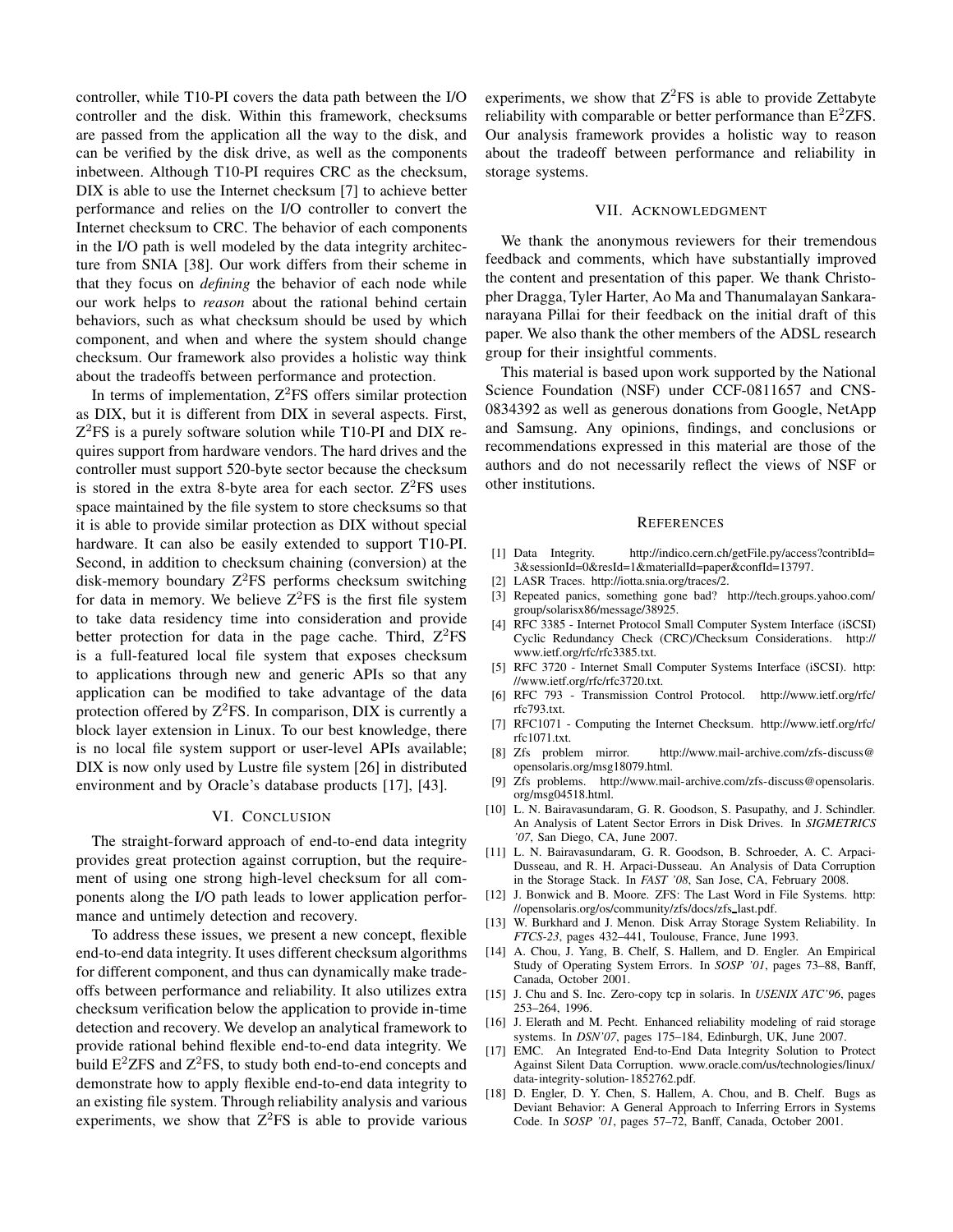controller, while T10-PI covers the data path between the I/O controller and the disk. Within this framework, checksums are passed from the application all the way to the disk, and can be verified by the disk drive, as well as the components inbetween. Although T10-PI requires CRC as the checksum, DIX is able to use the Internet checksum [7] to achieve better performance and relies on the I/O controller to convert the Internet checksum to CRC. The behavior of each components in the I/O path is well modeled by the data integrity architecture from SNIA [38]. Our work differs from their scheme in that they focus on *defining* the behavior of each node while our work helps to *reason* about the rational behind certain behaviors, such as what checksum should be used by which component, and when and where the system should change checksum. Our framework also provides a holistic way think about the tradeoffs between performance and protection.

In terms of implementation, $Z^2$FS offers similar protection as DIX, but it is different from DIX in several aspects. First, $Z^2$FS is a purely software solution while T10-PI and DIX requires support from hardware vendors. The hard drives and the controller must support 520-byte sector because the checksum is stored in the extra 8-byte area for each sector. $Z^2$FS uses space maintained by the file system to store checksums so that it is able to provide similar protection as DIX without special hardware. It can also be easily extended to support T10-PI. Second, in addition to checksum chaining (conversion) at the disk-memory boundary $Z^2$FS performs checksum switching for data in memory. We believe $Z^2$FS is the first file system to take data residency time into consideration and provide better protection for data in the page cache. Third, $Z^2$FS is a full-featured local file system that exposes checksum to applications through new and generic APIs so that any application can be modified to take advantage of the data protection offered by $Z^2$FS. In comparison, DIX is currently a block layer extension in Linux. To our best knowledge, there is no local file system support or user-level APIs available; DIX is now only used by Lustre file system [26] in distributed environment and by Oracle's database products [17], [43].

## VI. Conclusion

The straight-forward approach of end-to-end data integrity provides great protection against corruption, but the requirement of using one strong high-level checksum for all components along the I/O path leads to lower application performance and untimely detection and recovery.

To address these issues, we present a new concept, flexible end-to-end data integrity. It uses different checksum algorithms for different component, and thus can dynamically make tradeoffs between performance and reliability. It also utilizes extra checksum verification below the application to provide in-time detection and recovery. We develop an analytical framework to provide rational behind flexible end-to-end data integrity. We build $E^2$ZFS and $Z^2$FS, to study both end-to-end concepts and demonstrate how to apply flexible end-to-end data integrity to an existing file system. Through reliability analysis and various experiments, we show that $Z^2$FS is able to provide various experiments, we show that $Z^2$FS is able to provide Zettabyte reliability with comparable or better performance than $E^2$ZFS. Our analysis framework provides a holistic way to reason about the tradeoff between performance and reliability in storage systems.

## VII. Acknowledgment

We thank the anonymous reviewers for their tremendous feedback and comments, which have substantially improved the content and presentation of this paper. We thank Christopher Dragga, Tyler Harter, Ao Ma and Thanumalayan Sankaranarayana Pillai for their feedback on the initial draft of this paper. We also thank the other members of the ADSL research group for their insightful comments.

This material is based upon work supported by the National Science Foundation (NSF) under CCF-0811657 and CNS-0834392 as well as generous donations from Google, NetApp and Samsung. Any opinions, findings, and conclusions or recommendations expressed in this material are those of the authors and do not necessarily reflect the views of NSF or other institutions.

## References

[1] Data Integrity. http://indico.cern.ch/getFile.py/access?contribId=3&sessionId=0&resId=1&materialId=paper&confId=13797.

[2] LASR Traces. http://iotta.snia.org/traces/2.

[3] Repeated panics, something gone bad? http://tech.groups.yahoo.com/group/solarisx86/message/38925.

[4] RFC 3385 - Internet Protocol Small Computer System Interface (iSCSI) Cyclic Redundancy Check (CRC)/Checksum Considerations. http://www.ietf.org/rfc/rfc3385.txt.

[5] RFC 3720 - Internet Small Computer Systems Interface (iSCSI). http://www.ietf.org/rfc/rfc3720.txt.

[6] RFC 793 - Transmission Control Protocol. http://www.ietf.org/rfc/rfc793.txt.

[7] RFC1071 - Computing the Internet Checksum. http://www.ietf.org/rfc/rfc1071.txt.

[8] Zfs problem mirror. http://www.mail-archive.com/zfs-discuss@opensolaris.org/msg18079.html.

[9] Zfs problems. http://www.mail-archive.com/zfs-discuss@opensolaris.org/msg04518.html.

[10] L. N. Bairavasundaram, G. R. Goodson, S. Pasupathy, and J. Schindler. An Analysis of Latent Sector Errors in Disk Drives. In *SIGMETRICS '07*, San Diego, CA, June 2007.

[11] L. N. Bairavasundaram, G. R. Goodson, B. Schroeder, A. C. Arpaci-Dusseau, and R. H. Arpaci-Dusseau. An Analysis of Data Corruption in the Storage Stack. In *FAST '08*, San Jose, CA, February 2008.

[12] J. Bonwick and B. Moore. ZFS: The Last Word in File Systems. http://opensolaris.org/os/community/zfs/docs/zfs_last.pdf.

[13] W. Burkhard and J. Menon. Disk Array Storage System Reliability. In *FTCS-23*, pages 432–441, Toulouse, France, June 1993.

[14] A. Chou, J. Yang, B. Chelf, S. Hallem, and D. Engler. An Empirical Study of Operating System Errors. In *SOSP '01*, pages 73–88, Banff, Canada, October 2001.

[15] J. Chu and S. Inc. Zero-copy tcp in solaris. In *USENIX ATC'96*, pages 253–264, 1996.

[16] J. Elerath and M. Pecht. Enhanced reliability modeling of raid storage systems. In *DSN'07*, pages 175–184, Edinburgh, UK, June 2007.

[17] EMC. An Integrated End-to-End Data Integrity Solution to Protect Against Silent Data Corruption. www.oracle.com/us/technologies/linux/data-integrity-solution-1852762.pdf.

[18] D. Engler, D. Y. Chen, S. Hallem, A. Chou, and B. Chelf. Bugs as Deviant Behavior: A General Approach to Inferring Errors in Systems Code. In *SOSP '01*, pages 57–72, Banff, Canada, October 2001.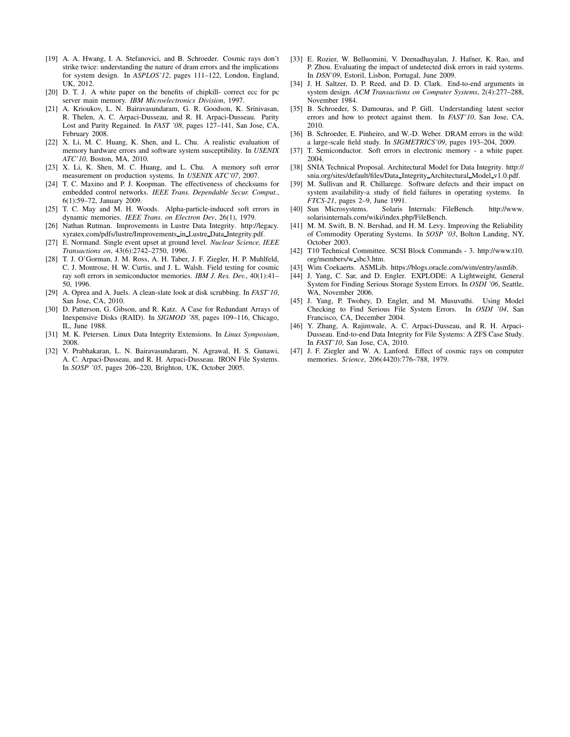[19] A. A. Hwang, I. A. Stefanovici, and B. Schroeder. Cosmic rays don't strike twice: understanding the nature of dram errors and the implications for system design. In *ASPLOS'12*, pages 111–122, London, England, UK, 2012.

[20] D. T. J. A white paper on the benefits of chipkill- correct ecc for pc server main memory. *IBM Microelectronics Division*, 1997.

[21] A. Krioukov, L. N. Bairavasundaram, G. R. Goodson, K. Srinivasan, R. Thelen, A. C. Arpaci-Dusseau, and R. H. Arpaci-Dusseau. Parity Lost and Parity Regained. In *FAST '08*, pages 127–141, San Jose, CA, February 2008.

[22] X. Li, M. C. Huang, K. Shen, and L. Chu. A realistic evaluation of memory hardware errors and software system susceptibility. In *USENIX ATC'10*, Boston, MA, 2010.

[23] X. Li, K. Shen, M. C. Huang, and L. Chu. A memory soft error measurement on production systems. In *USENIX ATC'07*, 2007.

[24] T. C. Maxino and P. J. Koopman. The effectiveness of checksums for embedded control networks. *IEEE Trans. Dependable Secur. Comput.*, 6(1):59–72, January 2009.

[25] T. C. May and M. H. Woods. Alpha-particle-induced soft errors in dynamic memories. *IEEE Trans. on Electron Dev*, 26(1), 1979.

[26] Nathan Rutman. Improvements in Lustre Data Integrity. http://legacy.xyratex.com/pdfs/lustre/Improvements_in_Lustre_Data_Integrity.pdf.

[27] E. Normand. Single event upset at ground level. *Nuclear Science, IEEE Transactions on*, 43(6):2742–2750, 1996.

[28] T. J. O'Gorman, J. M. Ross, A. H. Taber, J. F. Ziegler, H. P. Muhlfeld, C. J. Montrose, H. W. Curtis, and J. L. Walsh. Field testing for cosmic ray soft errors in semiconductor memories. *IBM J. Res. Dev.*, 40(1):41–50, 1996.

[29] A. Oprea and A. Juels. A clean-slate look at disk scrubbing. In *FAST'10*, San Jose, CA, 2010.

[30] D. Patterson, G. Gibson, and R. Katz. A Case for Redundant Arrays of Inexpensive Disks (RAID). In *SIGMOD '88*, pages 109–116, Chicago, IL, June 1988.

[31] M. K. Petersen. Linux Data Integrity Extensions. In *Linux Symposium*, 2008.

[32] V. Prabhakaran, L. N. Bairavasundaram, N. Agrawal, H. S. Gunawi, A. C. Arpaci-Dusseau, and R. H. Arpaci-Dusseau. IRON File Systems. In *SOSP '05*, pages 206–220, Brighton, UK, October 2005.

[33] E. Rozier, W. Belluomini, V. Deenadhayalan, J. Hafner, K. Rao, and P. Zhou. Evaluating the impact of undetected disk errors in raid systems. In *DSN'09*, Estoril, Lisbon, Portugal, June 2009.

[34] J. H. Saltzer, D. P. Reed, and D. D. Clark. End-to-end arguments in system design. *ACM Transactions on Computer Systems*, 2(4):277–288, November 1984.

[35] B. Schroeder, S. Damouras, and P. Gill. Understanding latent sector errors and how to protect against them. In *FAST'10*, San Jose, CA, 2010.

[36] B. Schroeder, E. Pinheiro, and W.-D. Weber. DRAM errors in the wild: a large-scale field study. In *SIGMETRICS'09*, pages 193–204, 2009.

[37] T. Semiconductor. Soft errors in electronic memory - a white paper. 2004.

[38] SNIA Technical Proposal. Architectural Model for Data Integrity. http://snia.org/sites/default/files/Data_Integrity_Architectural_Model_v1.0.pdf.

[39] M. Sullivan and R. Chillarege. Software defects and their impact on system availability-a study of field failures in operating systems. In *FTCS-21*, pages 2–9, June 1991.

[40] Sun Microsystems. Solaris Internals: FileBench. http://www.solarisinternals.com/wiki/index.php/FileBench.

[41] M. M. Swift, B. N. Bershad, and H. M. Levy. Improving the Reliability of Commodity Operating Systems. In *SOSP '03*, Bolton Landing, NY, October 2003.

[42] T10 Technical Committee. SCSI Block Commands - 3. http://www.t10.org/members/w_sbc3.htm.

[43] Wim Coekaerts. ASMLib. https://blogs.oracle.com/wim/entry/asmlib.

[44] J. Yang, C. Sar, and D. Engler. EXPLODE: A Lightweight, General System for Finding Serious Storage System Errors. In *OSDI '06*, Seattle, WA, November 2006.

[45] J. Yang, P. Twohey, D. Engler, and M. Musuvathi. Using Model Checking to Find Serious File System Errors. In *OSDI '04*, San Francisco, CA, December 2004.

[46] Y. Zhang, A. Rajimwale, A. C. Arpaci-Dusseau, and R. H. Arpaci-Dusseau. End-to-end Data Integrity for File Systems: A ZFS Case Study. In *FAST'10*, San Jose, CA, 2010.

[47] J. F. Ziegler and W. A. Lanford. Effect of cosmic rays on computer memories. *Science*, 206(4420):776–788, 1979.